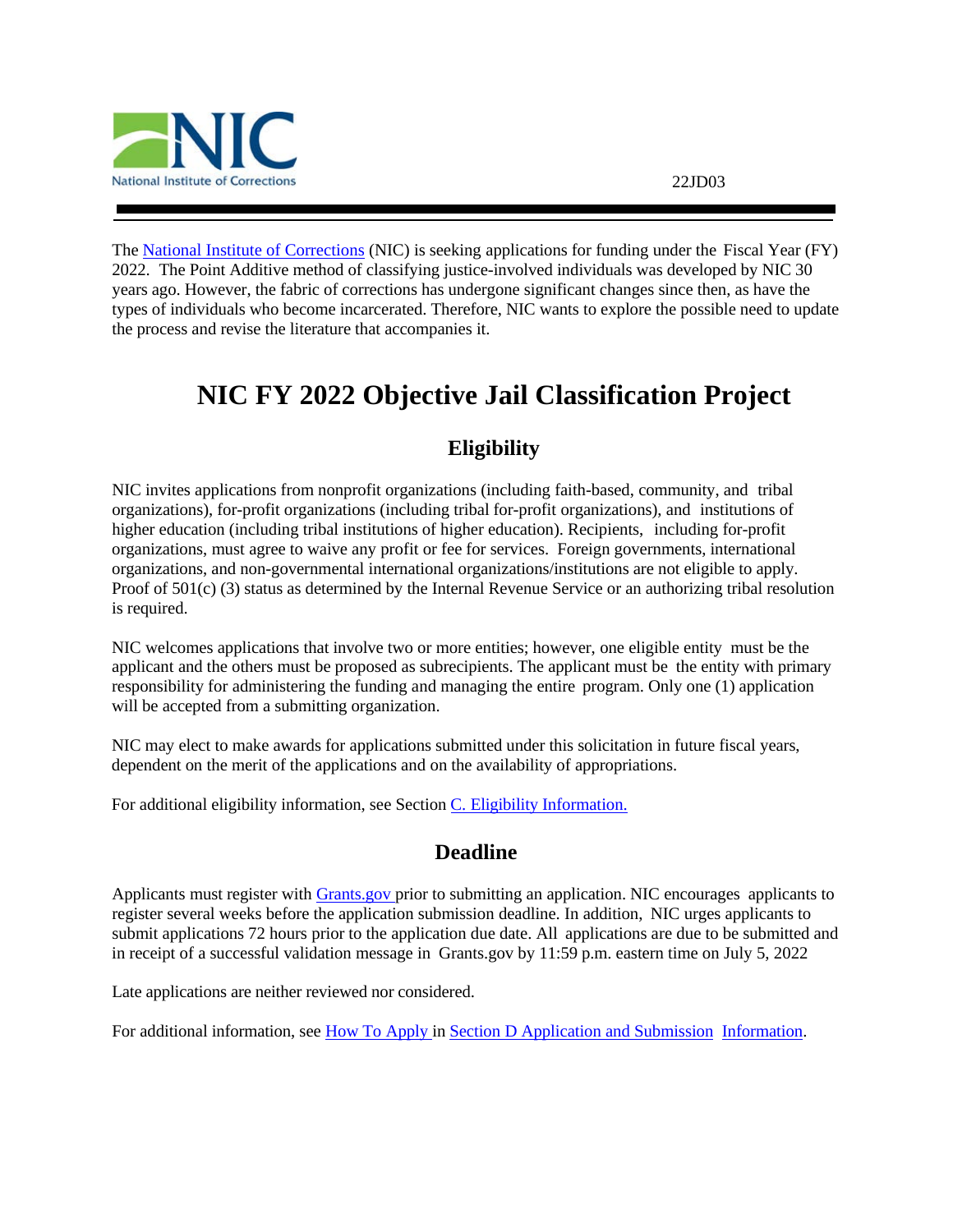22JD03

The National Institute of Corrections (NIC) is seeking applications for funding under the Fiscal Year (FY) 2022. The Point Additive method of classifying justice-involved individuals was developed by NIC 30 years ago. However, the fabric of corrections has undergone significant changes since then, as have the types of individuals who become incarcerated. Therefore, NIC wants to explore the possible need to update the process and revise the literature that accompanies it.

# NIC FY 2022 Objective Jail Classification Project

## Eligibility

NIC invites applications from nonprofit organizations (including faith-based, community, and tribal organizations), for-profit organizations (including tribal for-profit organizations), and institutions of higher education (including tribal institutions of higher education). Recipients, including for-profit organizations, must agree to waive any profit or fee for services. Foreign governments, international organizations, and non-governmental international organizations/institutions are not eligible to apply. Proof of 501(c) (3) status as determined by the Internal Revenue Service or an authorizing tribal resolution is required.

NIC welcomes applications that involve two or more entities; however, one eligible entity must be the applicant and the others must be proposed as subrecipients. The applicant must be the entity with primary responsibility for administering the funding and managing the entire program. Only one (1) application will be accepted from a submitting organization.

NIC may elect to make awards for applications submitted under this solicitation in future fiscal years, dependent on the merit of the applications and on the availability of appropriations.

For additional eligibility information, see Section C. Eligibility Information.

## Deadline

Applicants must register with Grants.gov prior to submitting an application. NIC encourages applicants to register several weeks before the application submission deadline. In addition, NIC urges applicants to submit applications 72 hours prior to the application due date. All applications are due to be submitted and in receipt of a successful validation message in Grants.gov by 11:59 p.m. eastern time on July 5, 2022

Late applications are neither reviewed nor considered.

For additional information, see How To Apply in Section D Application and Submission Information.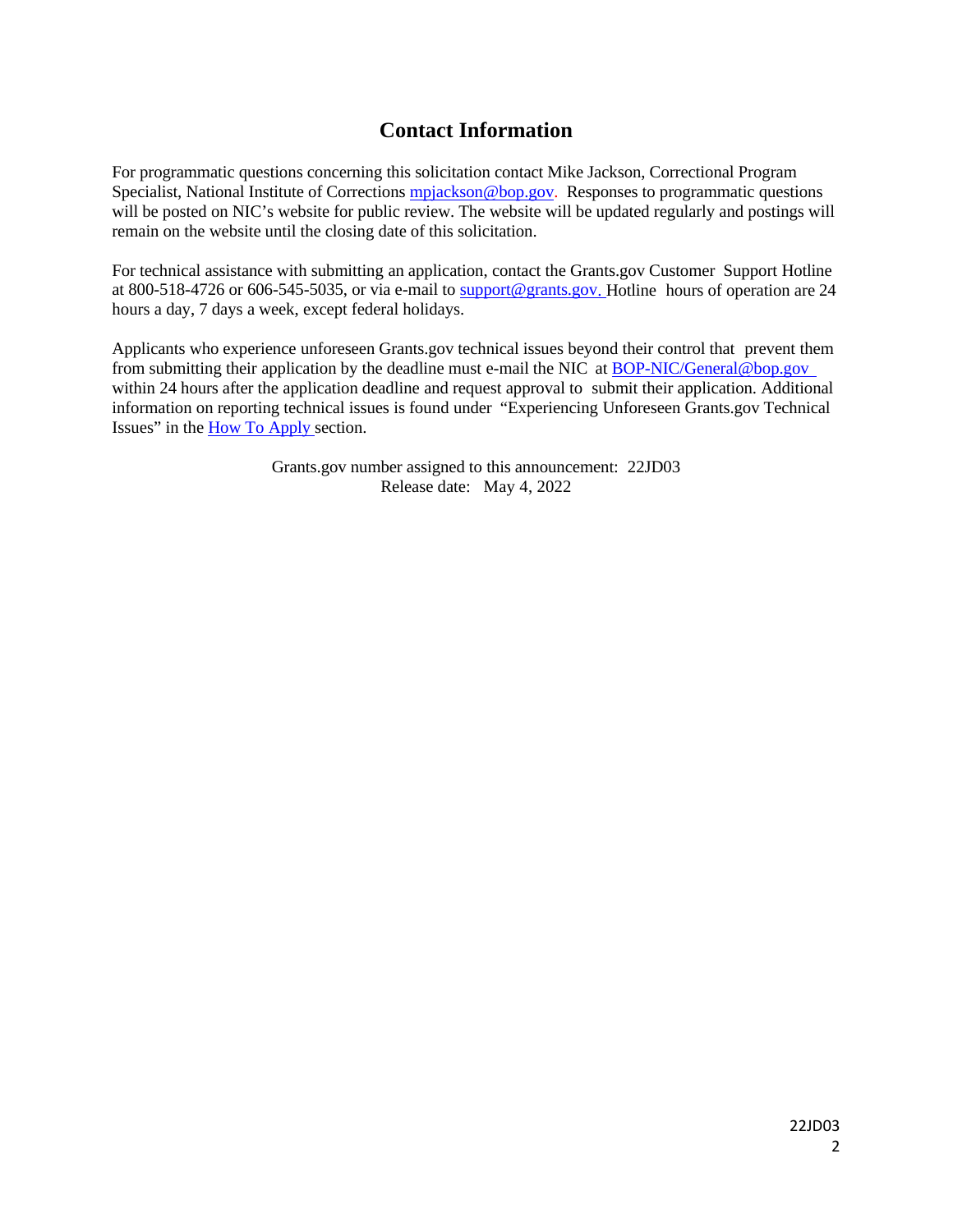## Contact Information

For programmatic questions concerning this solicitation contact Mike Jackson, Correctional Program Specialist, National Institute of Corrections mpjackson@bop.gov. Responses to programmatic questions will be posted on NIC's website for public review. The website will be updated regularly and postings will remain on the website until the closing date of this solicitation.

For technical assistance with submitting an application, contact the Grants.gov Customer Support Hotline at 800-518-4726 or 606-545-5035, or via e-mail to support@grants.gov. Hotline hours of operation are 24 hours a day, 7 days a week, except federal holidays.

Applicants who experience unforeseen Grants.gov technical issues beyond their control that prevent them from submitting their application by the deadline must e-mail the NIC at BOP-NIC/General@bop.gov within 24 hours after the application deadline and request approval to submit their application. Additional information on reporting technical issues is found under "Experiencing Unforeseen Grants.gov Technical Issues" in the How To Apply section.

Grants.gov number assigned to this announcement: 22JD03
Release date: May 4, 2022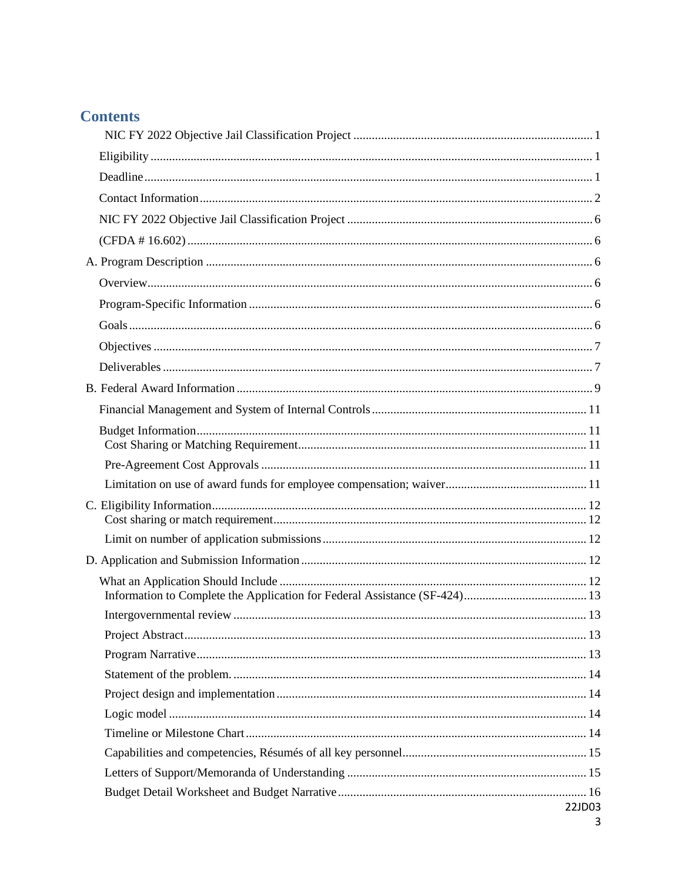# Contents

- NIC FY 2022 Objective Jail Classification Project ........ 1
- Eligibility ........ 1
- Deadline ........ 1
- Contact Information ........ 2
- NIC FY 2022 Objective Jail Classification Project ........ 6
- (CFDA # 16.602) ........ 6
- A. Program Description ........ 6
  - Overview ........ 6
  - Program-Specific Information ........ 6
  - Goals ........ 6
  - Objectives ........ 7
  - Deliverables ........ 7
- B. Federal Award Information ........ 9
  - Financial Management and System of Internal Controls ........ 11
  - Budget Information ........ 11
    - Cost Sharing or Matching Requirement ........ 11
    - Pre-Agreement Cost Approvals ........ 11
    - Limitation on use of award funds for employee compensation; waiver ........ 11
- C. Eligibility Information ........ 12
  - Cost sharing or match requirement ........ 12
  - Limit on number of application submissions ........ 12
- D. Application and Submission Information ........ 12
  - What an Application Should Include ........ 12
    - Information to Complete the Application for Federal Assistance (SF-424) ........ 13
    - Intergovernmental review ........ 13
    - Project Abstract ........ 13
    - Program Narrative ........ 13
    - Statement of the problem. ........ 14
    - Project design and implementation ........ 14
    - Logic model ........ 14
    - Timeline or Milestone Chart ........ 14
    - Capabilities and competencies, Résumés of all key personnel ........ 15
    - Letters of Support/Memoranda of Understanding ........ 15
    - Budget Detail Worksheet and Budget Narrative ........ 16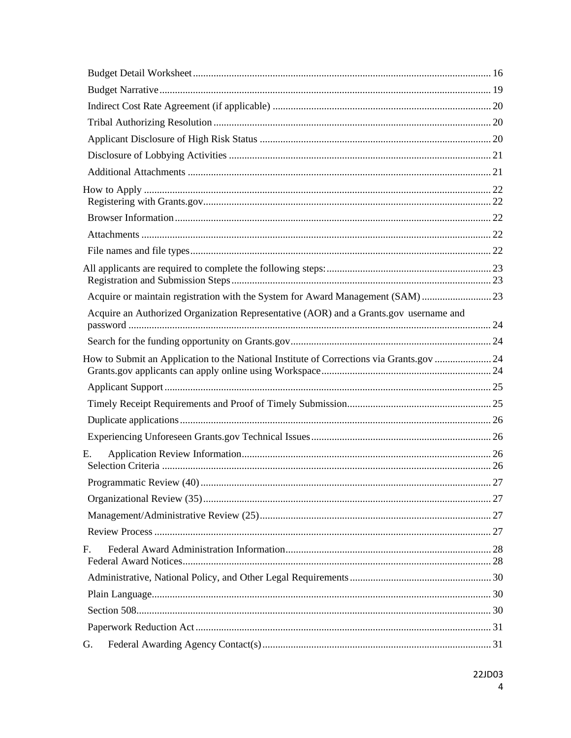Budget Detail Worksheet ............................................................. 16
Budget Narrative ............................................................. 19
Indirect Cost Rate Agreement (if applicable) ............................................................. 20
Tribal Authorizing Resolution ............................................................. 20
Applicant Disclosure of High Risk Status ............................................................. 20
Disclosure of Lobbying Activities ............................................................. 21
Additional Attachments ............................................................. 21

How to Apply ............................................................. 22
Registering with Grants.gov ............................................................. 22
Browser Information ............................................................. 22
Attachments ............................................................. 22
File names and file types ............................................................. 22

All applicants are required to complete the following steps: ............................................................. 23
Registration and Submission Steps ............................................................. 23
Acquire or maintain registration with the System for Award Management (SAM) ............................................................. 23
Acquire an Authorized Organization Representative (AOR) and a Grants.gov username and password ............................................................. 24
Search for the funding opportunity on Grants.gov ............................................................. 24

How to Submit an Application to the National Institute of Corrections via Grants.gov ............................................................. 24
Grants.gov applicants can apply online using Workspace ............................................................. 24
Applicant Support ............................................................. 25
Timely Receipt Requirements and Proof of Timely Submission ............................................................. 25
Duplicate applications ............................................................. 26
Experiencing Unforeseen Grants.gov Technical Issues ............................................................. 26

E. Application Review Information ............................................................. 26
Selection Criteria ............................................................. 26
Programmatic Review (40) ............................................................. 27
Organizational Review (35) ............................................................. 27
Management/Administrative Review (25) ............................................................. 27
Review Process ............................................................. 27

F. Federal Award Administration Information ............................................................. 28
Federal Award Notices ............................................................. 28
Administrative, National Policy, and Other Legal Requirements ............................................................. 30
Plain Language ............................................................. 30
Section 508 ............................................................. 30
Paperwork Reduction Act ............................................................. 31

G. Federal Awarding Agency Contact(s) ............................................................. 31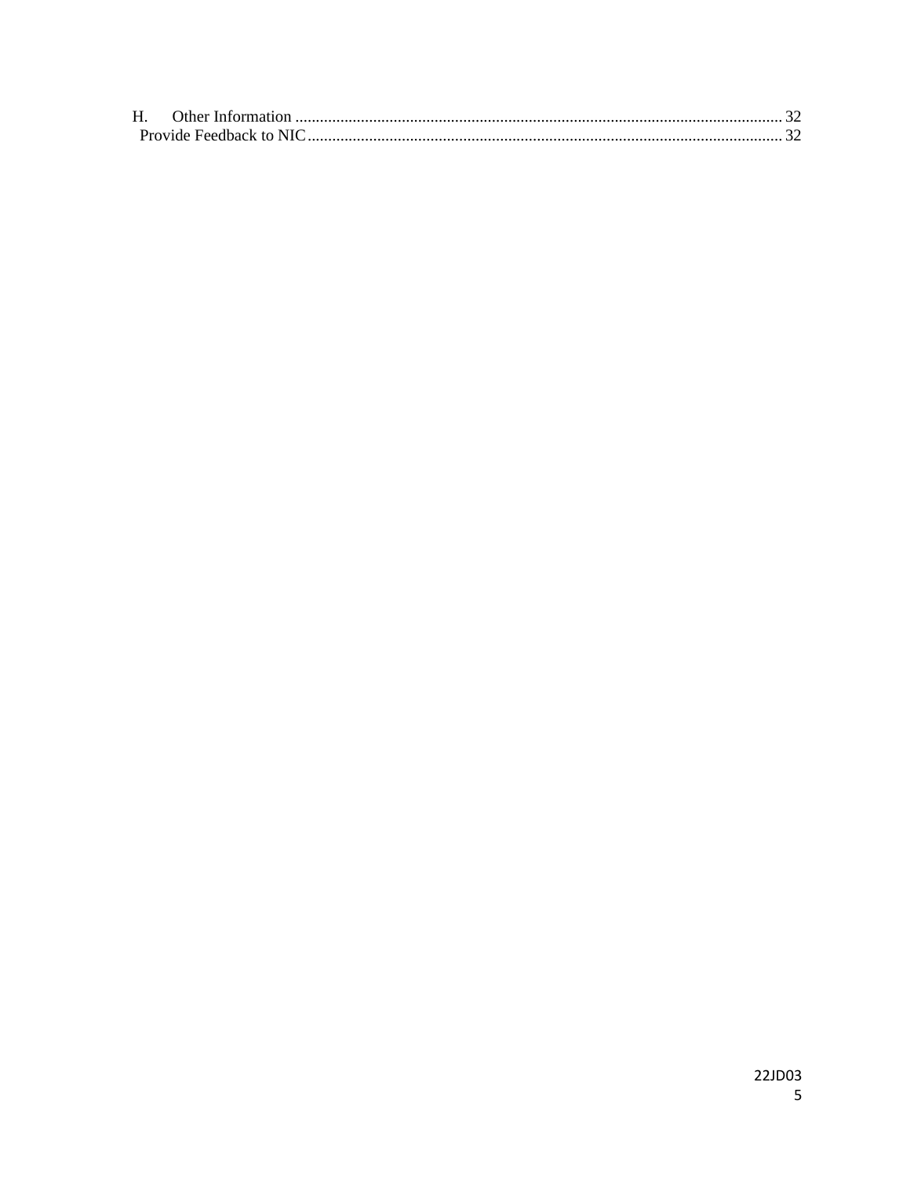H. Other Information ........................................................................................................................ 32

Provide Feedback to NIC..................................................................................................................... 32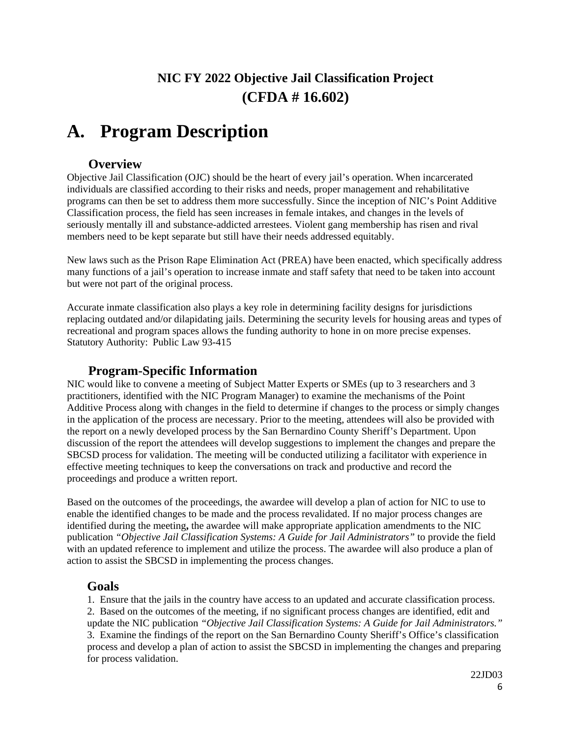## NIC FY 2022 Objective Jail Classification Project
## (CFDA # 16.602)

# A. Program Description

### Overview

Objective Jail Classification (OJC) should be the heart of every jail's operation. When incarcerated individuals are classified according to their risks and needs, proper management and rehabilitative programs can then be set to address them more successfully. Since the inception of NIC's Point Additive Classification process, the field has seen increases in female intakes, and changes in the levels of seriously mentally ill and substance-addicted arrestees. Violent gang membership has risen and rival members need to be kept separate but still have their needs addressed equitably.

New laws such as the Prison Rape Elimination Act (PREA) have been enacted, which specifically address many functions of a jail's operation to increase inmate and staff safety that need to be taken into account but were not part of the original process.

Accurate inmate classification also plays a key role in determining facility designs for jurisdictions replacing outdated and/or dilapidating jails. Determining the security levels for housing areas and types of recreational and program spaces allows the funding authority to hone in on more precise expenses.
Statutory Authority: Public Law 93-415

### Program-Specific Information

NIC would like to convene a meeting of Subject Matter Experts or SMEs (up to 3 researchers and 3 practitioners, identified with the NIC Program Manager) to examine the mechanisms of the Point Additive Process along with changes in the field to determine if changes to the process or simply changes in the application of the process are necessary. Prior to the meeting, attendees will also be provided with the report on a newly developed process by the San Bernardino County Sheriff's Department. Upon discussion of the report the attendees will develop suggestions to implement the changes and prepare the SBCSD process for validation. The meeting will be conducted utilizing a facilitator with experience in effective meeting techniques to keep the conversations on track and productive and record the proceedings and produce a written report.

Based on the outcomes of the proceedings, the awardee will develop a plan of action for NIC to use to enable the identified changes to be made and the process revalidated. If no major process changes are identified during the meeting**,** the awardee will make appropriate application amendments to the NIC publication *"Objective Jail Classification Systems: A Guide for Jail Administrators"* to provide the field with an updated reference to implement and utilize the process. The awardee will also produce a plan of action to assist the SBCSD in implementing the process changes.

### Goals

1. Ensure that the jails in the country have access to an updated and accurate classification process.
2. Based on the outcomes of the meeting, if no significant process changes are identified, edit and update the NIC publication *"Objective Jail Classification Systems: A Guide for Jail Administrators."*
3. Examine the findings of the report on the San Bernardino County Sheriff's Office's classification process and develop a plan of action to assist the SBCSD in implementing the changes and preparing for process validation.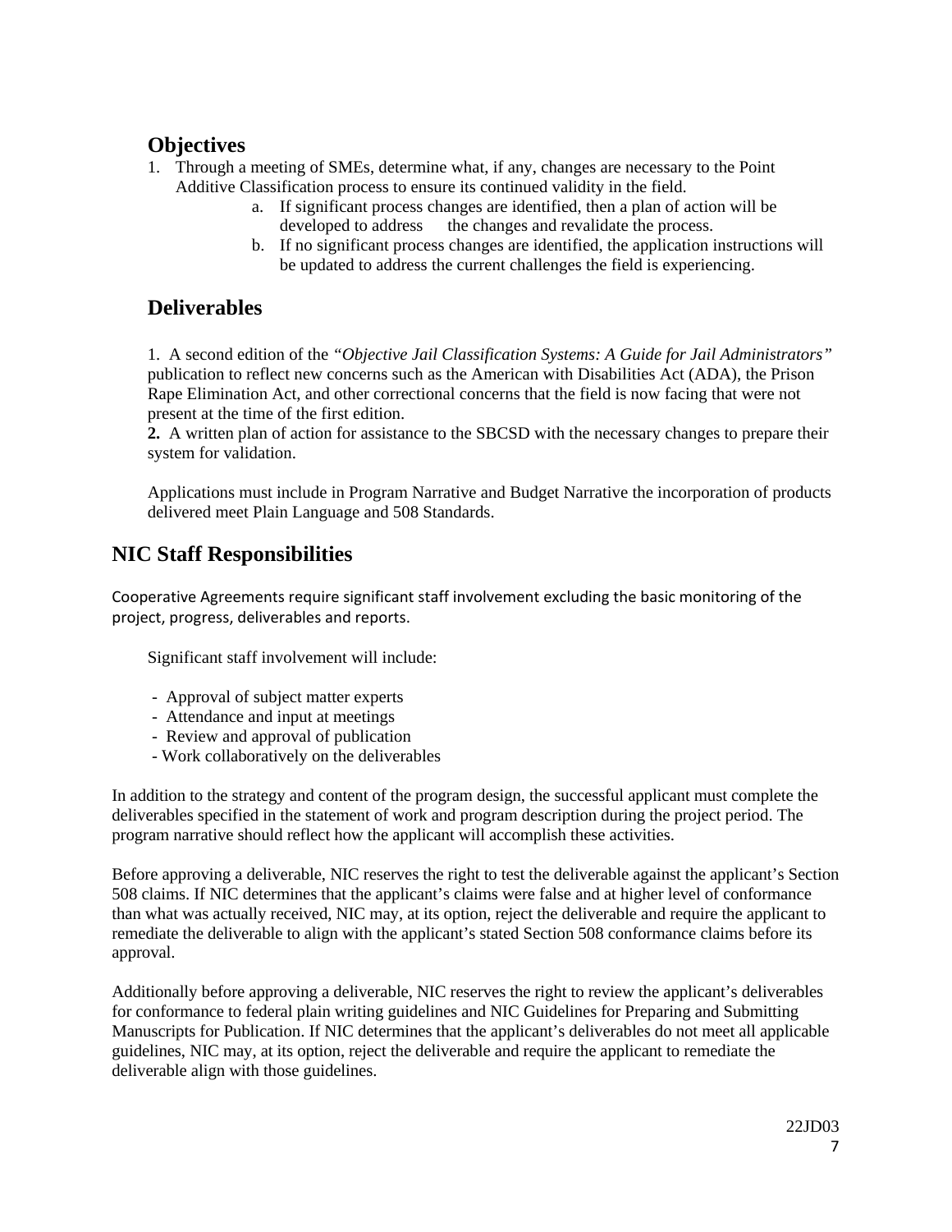## Objectives

1. Through a meeting of SMEs, determine what, if any, changes are necessary to the Point Additive Classification process to ensure its continued validity in the field.
   a. If significant process changes are identified, then a plan of action will be developed to address the changes and revalidate the process.
   b. If no significant process changes are identified, the application instructions will be updated to address the current challenges the field is experiencing.

## Deliverables

1. A second edition of the *"Objective Jail Classification Systems: A Guide for Jail Administrators"* publication to reflect new concerns such as the American with Disabilities Act (ADA), the Prison Rape Elimination Act, and other correctional concerns that the field is now facing that were not present at the time of the first edition.
**2.** A written plan of action for assistance to the SBCSD with the necessary changes to prepare their system for validation.

Applications must include in Program Narrative and Budget Narrative the incorporation of products delivered meet Plain Language and 508 Standards.

## NIC Staff Responsibilities

Cooperative Agreements require significant staff involvement excluding the basic monitoring of the project, progress, deliverables and reports.

Significant staff involvement will include:

- Approval of subject matter experts
- Attendance and input at meetings
- Review and approval of publication
- Work collaboratively on the deliverables

In addition to the strategy and content of the program design, the successful applicant must complete the deliverables specified in the statement of work and program description during the project period. The program narrative should reflect how the applicant will accomplish these activities.

Before approving a deliverable, NIC reserves the right to test the deliverable against the applicant's Section 508 claims. If NIC determines that the applicant's claims were false and at higher level of conformance than what was actually received, NIC may, at its option, reject the deliverable and require the applicant to remediate the deliverable to align with the applicant's stated Section 508 conformance claims before its approval.

Additionally before approving a deliverable, NIC reserves the right to review the applicant's deliverables for conformance to federal plain writing guidelines and NIC Guidelines for Preparing and Submitting Manuscripts for Publication. If NIC determines that the applicant's deliverables do not meet all applicable guidelines, NIC may, at its option, reject the deliverable and require the applicant to remediate the deliverable align with those guidelines.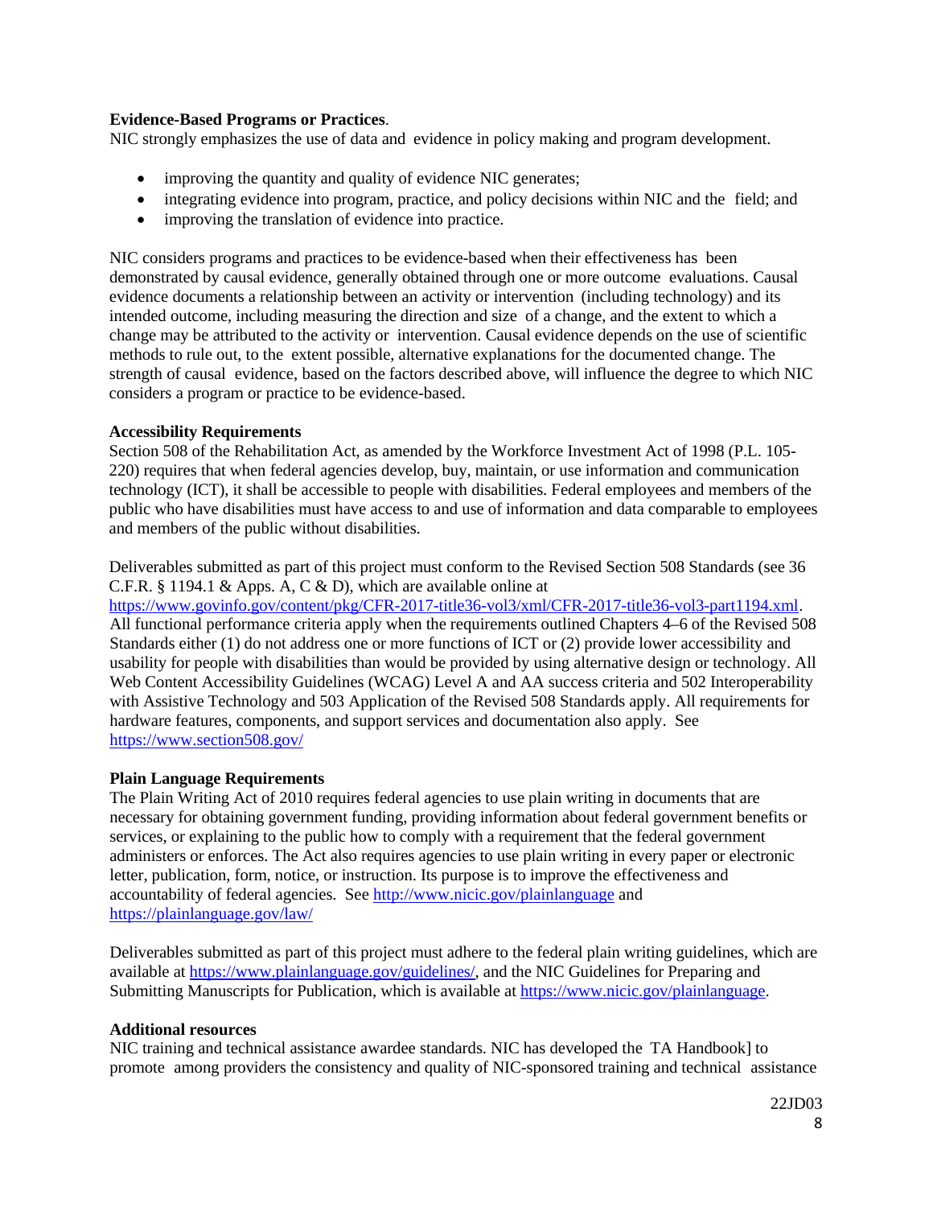**Evidence-Based Programs or Practices**.

NIC strongly emphasizes the use of data and evidence in policy making and program development.

- improving the quantity and quality of evidence NIC generates;
- integrating evidence into program, practice, and policy decisions within NIC and the field; and
- improving the translation of evidence into practice.

NIC considers programs and practices to be evidence-based when their effectiveness has been demonstrated by causal evidence, generally obtained through one or more outcome evaluations. Causal evidence documents a relationship between an activity or intervention (including technology) and its intended outcome, including measuring the direction and size of a change, and the extent to which a change may be attributed to the activity or intervention. Causal evidence depends on the use of scientific methods to rule out, to the extent possible, alternative explanations for the documented change. The strength of causal evidence, based on the factors described above, will influence the degree to which NIC considers a program or practice to be evidence-based.

**Accessibility Requirements**

Section 508 of the Rehabilitation Act, as amended by the Workforce Investment Act of 1998 (P.L. 105-220) requires that when federal agencies develop, buy, maintain, or use information and communication technology (ICT), it shall be accessible to people with disabilities. Federal employees and members of the public who have disabilities must have access to and use of information and data comparable to employees and members of the public without disabilities.

Deliverables submitted as part of this project must conform to the Revised Section 508 Standards (see 36 C.F.R. § 1194.1 & Apps. A, C & D), which are available online at https://www.govinfo.gov/content/pkg/CFR-2017-title36-vol3/xml/CFR-2017-title36-vol3-part1194.xml. All functional performance criteria apply when the requirements outlined Chapters 4–6 of the Revised 508 Standards either (1) do not address one or more functions of ICT or (2) provide lower accessibility and usability for people with disabilities than would be provided by using alternative design or technology. All Web Content Accessibility Guidelines (WCAG) Level A and AA success criteria and 502 Interoperability with Assistive Technology and 503 Application of the Revised 508 Standards apply. All requirements for hardware features, components, and support services and documentation also apply. See https://www.section508.gov/

**Plain Language Requirements**

The Plain Writing Act of 2010 requires federal agencies to use plain writing in documents that are necessary for obtaining government funding, providing information about federal government benefits or services, or explaining to the public how to comply with a requirement that the federal government administers or enforces. The Act also requires agencies to use plain writing in every paper or electronic letter, publication, form, notice, or instruction. Its purpose is to improve the effectiveness and accountability of federal agencies. See http://www.nicic.gov/plainlanguage and https://plainlanguage.gov/law/

Deliverables submitted as part of this project must adhere to the federal plain writing guidelines, which are available at https://www.plainlanguage.gov/guidelines/, and the NIC Guidelines for Preparing and Submitting Manuscripts for Publication, which is available at https://www.nicic.gov/plainlanguage.

**Additional resources**

NIC training and technical assistance awardee standards. NIC has developed the TA Handbook] to promote among providers the consistency and quality of NIC-sponsored training and technical assistance

22JD03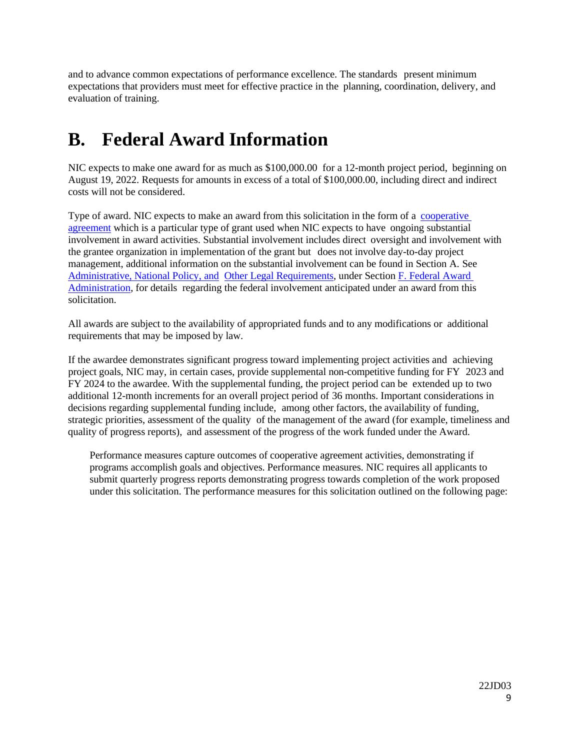and to advance common expectations of performance excellence. The standards present minimum expectations that providers must meet for effective practice in the planning, coordination, delivery, and evaluation of training.

# B. Federal Award Information

NIC expects to make one award for as much as $100,000.00 for a 12-month project period, beginning on August 19, 2022. Requests for amounts in excess of a total of $100,000.00, including direct and indirect costs will not be considered.

Type of award. NIC expects to make an award from this solicitation in the form of a cooperative agreement which is a particular type of grant used when NIC expects to have ongoing substantial involvement in award activities. Substantial involvement includes direct oversight and involvement with the grantee organization in implementation of the grant but does not involve day-to-day project management, additional information on the substantial involvement can be found in Section A. See Administrative, National Policy, and Other Legal Requirements, under Section F. Federal Award Administration, for details regarding the federal involvement anticipated under an award from this solicitation.

All awards are subject to the availability of appropriated funds and to any modifications or additional requirements that may be imposed by law.

If the awardee demonstrates significant progress toward implementing project activities and achieving project goals, NIC may, in certain cases, provide supplemental non-competitive funding for FY 2023 and FY 2024 to the awardee. With the supplemental funding, the project period can be extended up to two additional 12-month increments for an overall project period of 36 months. Important considerations in decisions regarding supplemental funding include, among other factors, the availability of funding, strategic priorities, assessment of the quality of the management of the award (for example, timeliness and quality of progress reports), and assessment of the progress of the work funded under the Award.

Performance measures capture outcomes of cooperative agreement activities, demonstrating if programs accomplish goals and objectives. Performance measures. NIC requires all applicants to submit quarterly progress reports demonstrating progress towards completion of the work proposed under this solicitation. The performance measures for this solicitation outlined on the following page: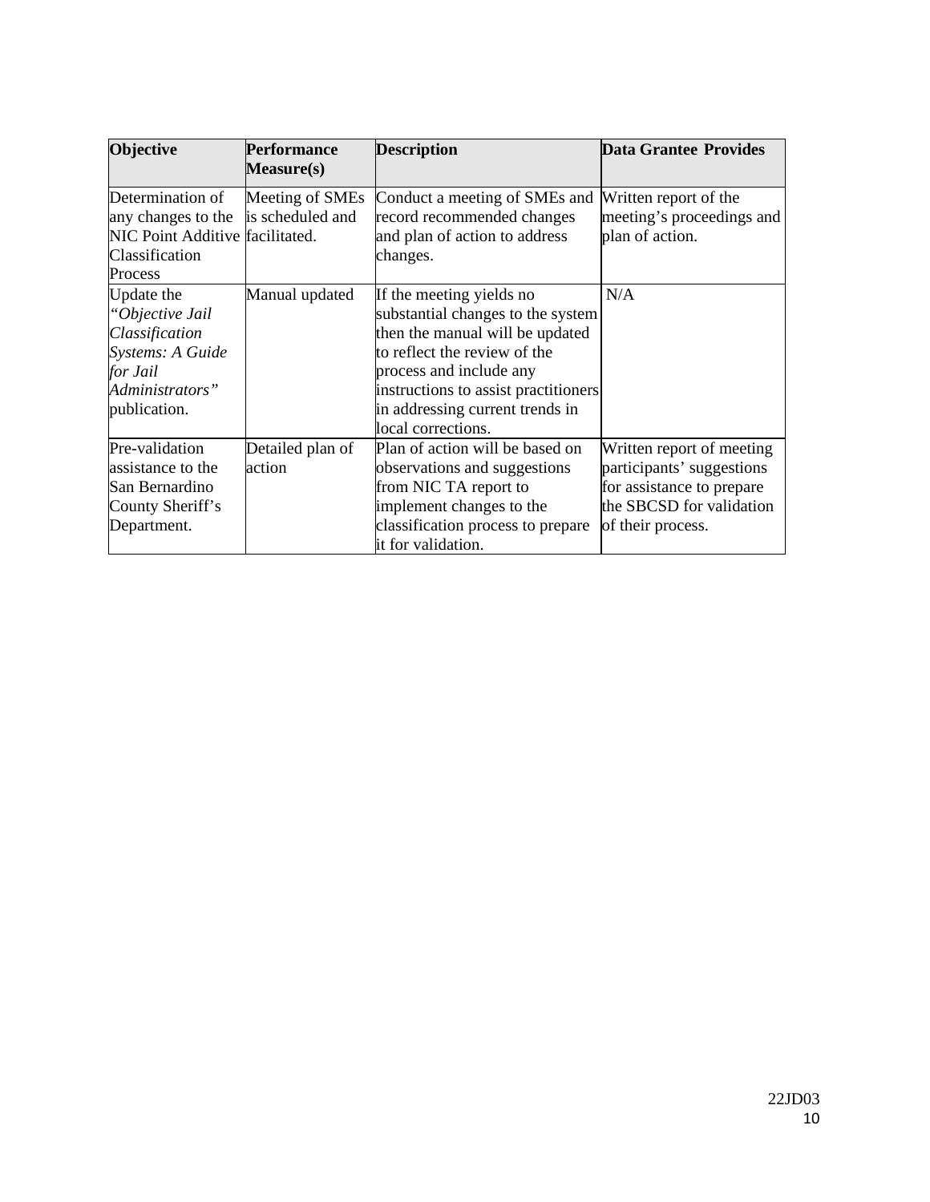| Objective | Performance Measure(s) | Description | Data Grantee Provides |
| --- | --- | --- | --- |
| Determination of any changes to the NIC Point Additive Classification Process | Meeting of SMEs is scheduled and facilitated. | Conduct a meeting of SMEs and record recommended changes and plan of action to address changes. | Written report of the meeting's proceedings and plan of action. |
| Update the *"Objective Jail Classification Systems: A Guide for Jail Administrators"* publication. | Manual updated | If the meeting yields no substantial changes to the system then the manual will be updated to reflect the review of the process and include any instructions to assist practitioners in addressing current trends in local corrections. | N/A |
| Pre-validation assistance to the San Bernardino County Sheriff's Department. | Detailed plan of action | Plan of action will be based on observations and suggestions from NIC TA report to implement changes to the classification process to prepare it for validation. | Written report of meeting participants' suggestions for assistance to prepare the SBCSD for validation of their process. |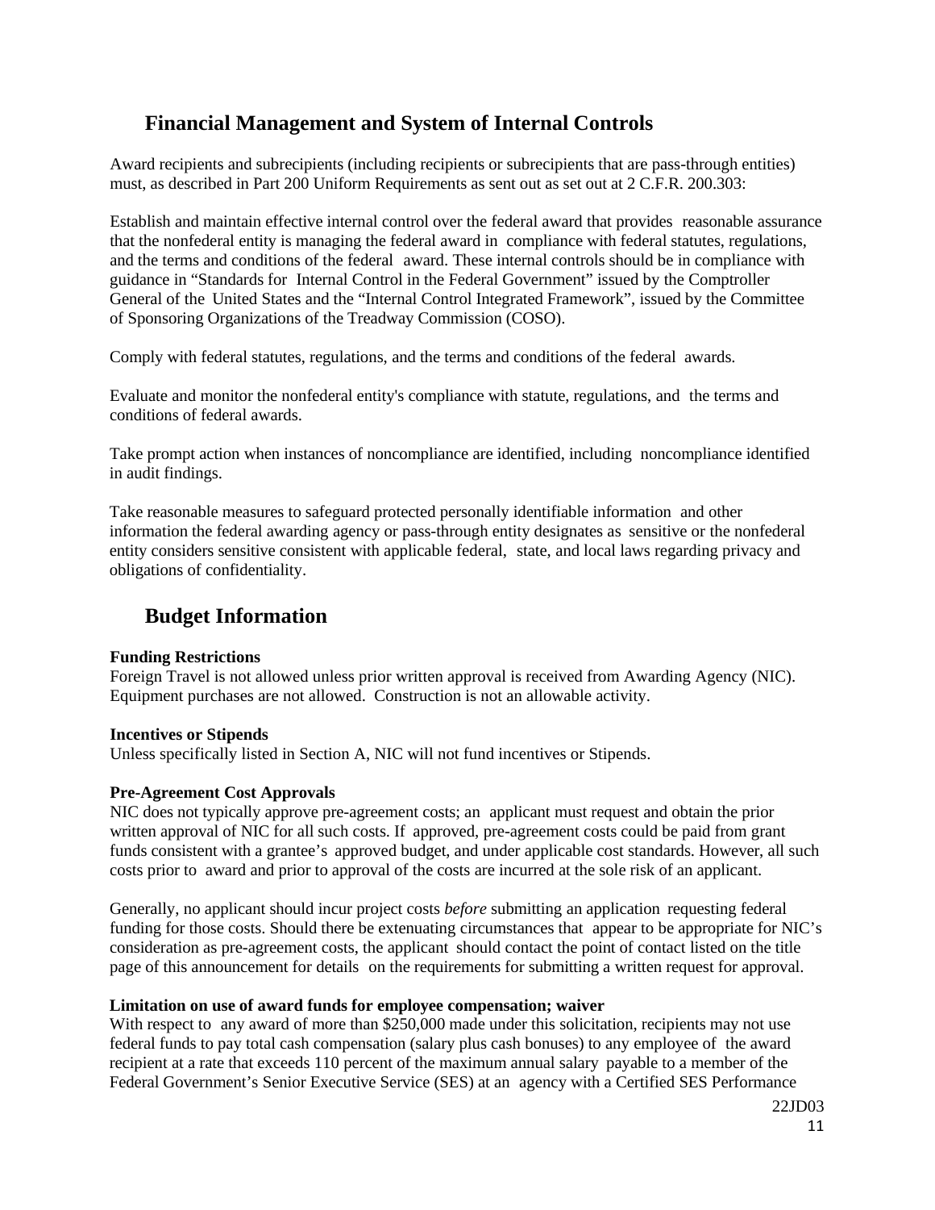## Financial Management and System of Internal Controls

Award recipients and subrecipients (including recipients or subrecipients that are pass-through entities) must, as described in Part 200 Uniform Requirements as sent out as set out at 2 C.F.R. 200.303:

Establish and maintain effective internal control over the federal award that provides reasonable assurance that the nonfederal entity is managing the federal award in compliance with federal statutes, regulations, and the terms and conditions of the federal award. These internal controls should be in compliance with guidance in "Standards for Internal Control in the Federal Government" issued by the Comptroller General of the United States and the "Internal Control Integrated Framework", issued by the Committee of Sponsoring Organizations of the Treadway Commission (COSO).

Comply with federal statutes, regulations, and the terms and conditions of the federal awards.

Evaluate and monitor the nonfederal entity's compliance with statute, regulations, and the terms and conditions of federal awards.

Take prompt action when instances of noncompliance are identified, including noncompliance identified in audit findings.

Take reasonable measures to safeguard protected personally identifiable information and other information the federal awarding agency or pass-through entity designates as sensitive or the nonfederal entity considers sensitive consistent with applicable federal, state, and local laws regarding privacy and obligations of confidentiality.

## Budget Information

**Funding Restrictions**
Foreign Travel is not allowed unless prior written approval is received from Awarding Agency (NIC). Equipment purchases are not allowed. Construction is not an allowable activity.

**Incentives or Stipends**
Unless specifically listed in Section A, NIC will not fund incentives or Stipends.

**Pre-Agreement Cost Approvals**
NIC does not typically approve pre-agreement costs; an applicant must request and obtain the prior written approval of NIC for all such costs. If approved, pre-agreement costs could be paid from grant funds consistent with a grantee's approved budget, and under applicable cost standards. However, all such costs prior to award and prior to approval of the costs are incurred at the sole risk of an applicant.

Generally, no applicant should incur project costs *before* submitting an application requesting federal funding for those costs. Should there be extenuating circumstances that appear to be appropriate for NIC's consideration as pre-agreement costs, the applicant should contact the point of contact listed on the title page of this announcement for details on the requirements for submitting a written request for approval.

**Limitation on use of award funds for employee compensation; waiver**
With respect to any award of more than $250,000 made under this solicitation, recipients may not use federal funds to pay total cash compensation (salary plus cash bonuses) to any employee of the award recipient at a rate that exceeds 110 percent of the maximum annual salary payable to a member of the Federal Government's Senior Executive Service (SES) at an agency with a Certified SES Performance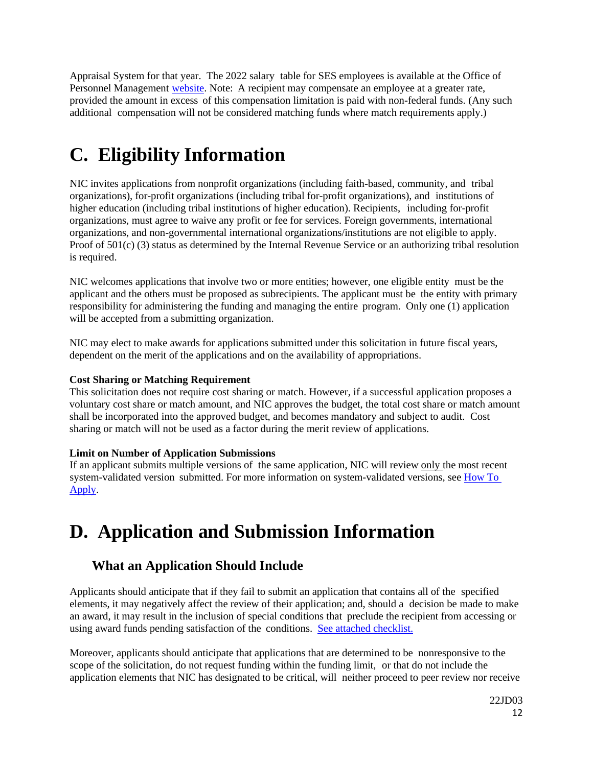Appraisal System for that year. The 2022 salary table for SES employees is available at the Office of Personnel Management website. Note: A recipient may compensate an employee at a greater rate, provided the amount in excess of this compensation limitation is paid with non-federal funds. (Any such additional compensation will not be considered matching funds where match requirements apply.)

# C. Eligibility Information

NIC invites applications from nonprofit organizations (including faith-based, community, and tribal organizations), for-profit organizations (including tribal for-profit organizations), and institutions of higher education (including tribal institutions of higher education). Recipients, including for-profit organizations, must agree to waive any profit or fee for services. Foreign governments, international organizations, and non-governmental international organizations/institutions are not eligible to apply. Proof of 501(c) (3) status as determined by the Internal Revenue Service or an authorizing tribal resolution is required.

NIC welcomes applications that involve two or more entities; however, one eligible entity must be the applicant and the others must be proposed as subrecipients. The applicant must be the entity with primary responsibility for administering the funding and managing the entire program. Only one (1) application will be accepted from a submitting organization.

NIC may elect to make awards for applications submitted under this solicitation in future fiscal years, dependent on the merit of the applications and on the availability of appropriations.

**Cost Sharing or Matching Requirement**
This solicitation does not require cost sharing or match. However, if a successful application proposes a voluntary cost share or match amount, and NIC approves the budget, the total cost share or match amount shall be incorporated into the approved budget, and becomes mandatory and subject to audit. Cost sharing or match will not be used as a factor during the merit review of applications.

**Limit on Number of Application Submissions**
If an applicant submits multiple versions of the same application, NIC will review only the most recent system-validated version submitted. For more information on system-validated versions, see How To Apply.

# D. Application and Submission Information

## What an Application Should Include

Applicants should anticipate that if they fail to submit an application that contains all of the specified elements, it may negatively affect the review of their application; and, should a decision be made to make an award, it may result in the inclusion of special conditions that preclude the recipient from accessing or using award funds pending satisfaction of the conditions. See attached checklist.

Moreover, applicants should anticipate that applications that are determined to be nonresponsive to the scope of the solicitation, do not request funding within the funding limit, or that do not include the application elements that NIC has designated to be critical, will neither proceed to peer review nor receive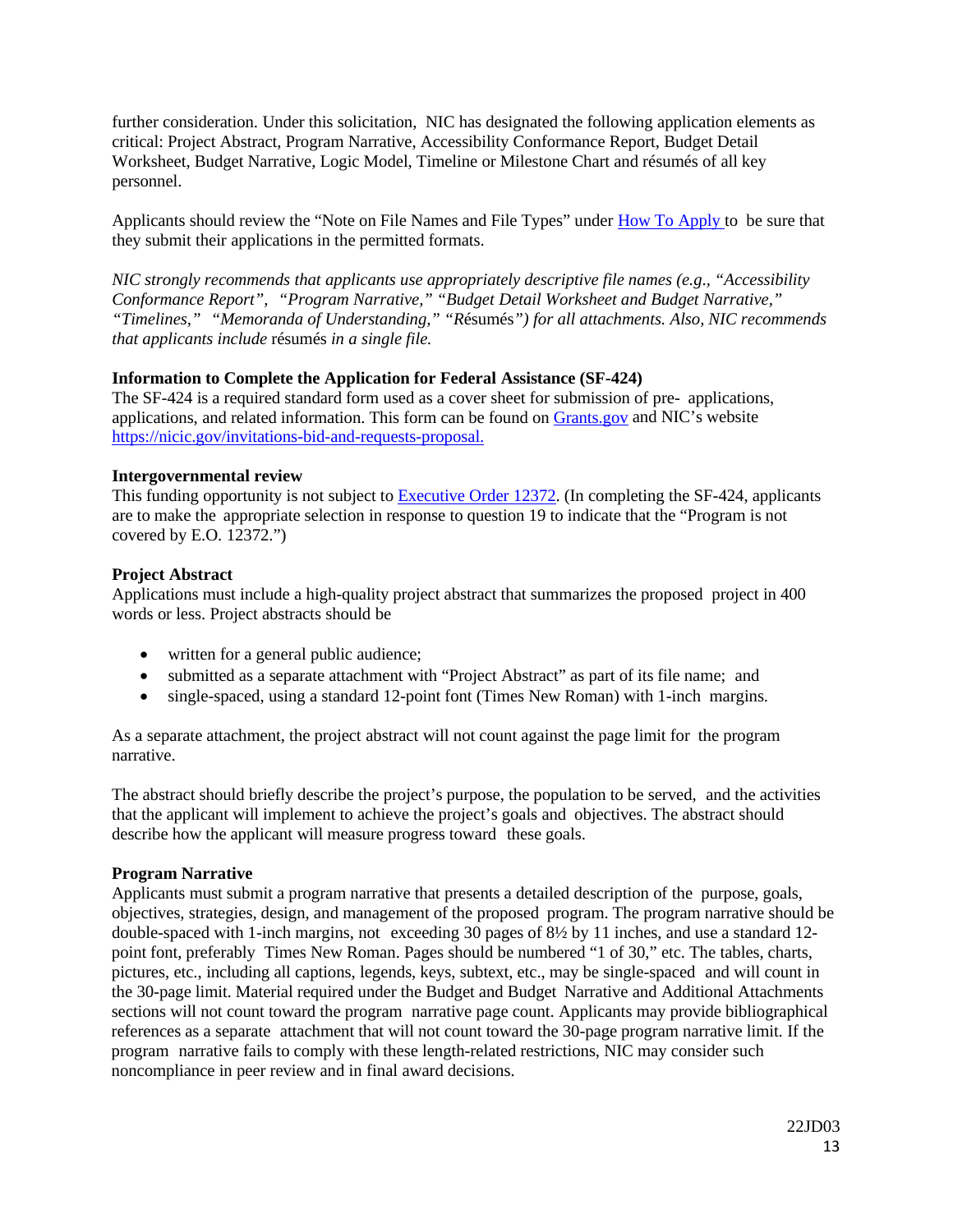further consideration. Under this solicitation, NIC has designated the following application elements as critical: Project Abstract, Program Narrative, Accessibility Conformance Report, Budget Detail Worksheet, Budget Narrative, Logic Model, Timeline or Milestone Chart and résumés of all key personnel.

Applicants should review the "Note on File Names and File Types" under [How To Apply](#) to be sure that they submit their applications in the permitted formats.

*NIC strongly recommends that applicants use appropriately descriptive file names (e.g., "Accessibility Conformance Report", "Program Narrative," "Budget Detail Worksheet and Budget Narrative," "Timelines," "Memoranda of Understanding," "Résumés") for all attachments. Also, NIC recommends that applicants include* résumés *in a single file.*

**Information to Complete the Application for Federal Assistance (SF-424)**
The SF-424 is a required standard form used as a cover sheet for submission of pre- applications, applications, and related information. This form can be found on [Grants.gov](#) and NIC's website [https://nicic.gov/invitations-bid-and-requests-proposal.](https://nicic.gov/invitations-bid-and-requests-proposal)

**Intergovernmental review**
This funding opportunity is not subject to [Executive Order 12372](#). (In completing the SF-424, applicants are to make the appropriate selection in response to question 19 to indicate that the "Program is not covered by E.O. 12372.")

**Project Abstract**
Applications must include a high-quality project abstract that summarizes the proposed project in 400 words or less. Project abstracts should be

- written for a general public audience;
- submitted as a separate attachment with "Project Abstract" as part of its file name; and
- single-spaced, using a standard 12-point font (Times New Roman) with 1-inch margins.

As a separate attachment, the project abstract will not count against the page limit for the program narrative.

The abstract should briefly describe the project's purpose, the population to be served, and the activities that the applicant will implement to achieve the project's goals and objectives. The abstract should describe how the applicant will measure progress toward these goals.

**Program Narrative**
Applicants must submit a program narrative that presents a detailed description of the purpose, goals, objectives, strategies, design, and management of the proposed program. The program narrative should be double-spaced with 1-inch margins, not exceeding 30 pages of 8½ by 11 inches, and use a standard 12-point font, preferably Times New Roman. Pages should be numbered "1 of 30," etc. The tables, charts, pictures, etc., including all captions, legends, keys, subtext, etc., may be single-spaced and will count in the 30-page limit. Material required under the Budget and Budget Narrative and Additional Attachments sections will not count toward the program narrative page count. Applicants may provide bibliographical references as a separate attachment that will not count toward the 30-page program narrative limit. If the program narrative fails to comply with these length-related restrictions, NIC may consider such noncompliance in peer review and in final award decisions.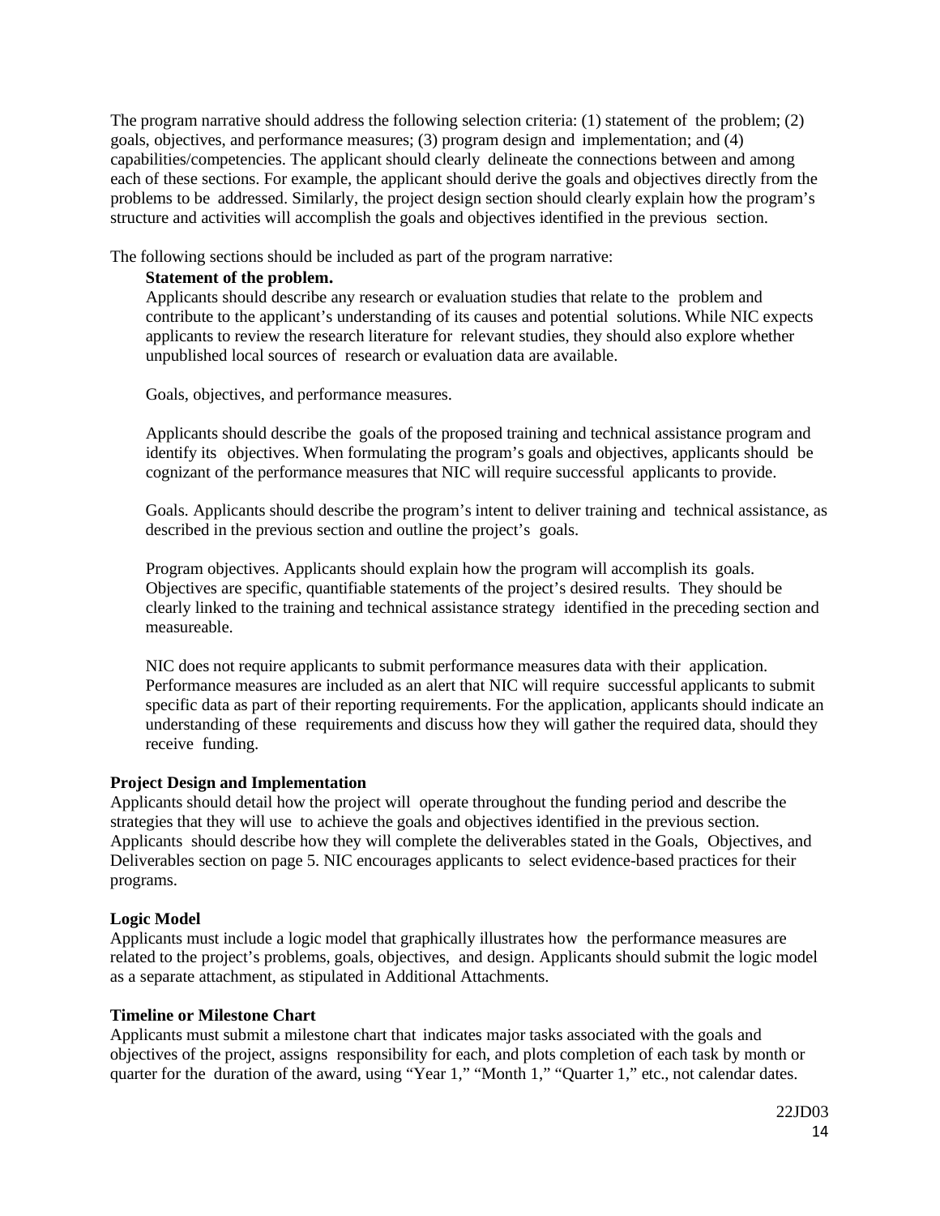The program narrative should address the following selection criteria: (1) statement of the problem; (2) goals, objectives, and performance measures; (3) program design and implementation; and (4) capabilities/competencies. The applicant should clearly delineate the connections between and among each of these sections. For example, the applicant should derive the goals and objectives directly from the problems to be addressed. Similarly, the project design section should clearly explain how the program's structure and activities will accomplish the goals and objectives identified in the previous section.

The following sections should be included as part of the program narrative:

**Statement of the problem.**

Applicants should describe any research or evaluation studies that relate to the problem and contribute to the applicant's understanding of its causes and potential solutions. While NIC expects applicants to review the research literature for relevant studies, they should also explore whether unpublished local sources of research or evaluation data are available.

Goals, objectives, and performance measures.

Applicants should describe the goals of the proposed training and technical assistance program and identify its objectives. When formulating the program's goals and objectives, applicants should be cognizant of the performance measures that NIC will require successful applicants to provide.

Goals. Applicants should describe the program's intent to deliver training and technical assistance, as described in the previous section and outline the project's goals.

Program objectives. Applicants should explain how the program will accomplish its goals. Objectives are specific, quantifiable statements of the project's desired results. They should be clearly linked to the training and technical assistance strategy identified in the preceding section and measureable.

NIC does not require applicants to submit performance measures data with their application. Performance measures are included as an alert that NIC will require successful applicants to submit specific data as part of their reporting requirements. For the application, applicants should indicate an understanding of these requirements and discuss how they will gather the required data, should they receive funding.

**Project Design and Implementation**

Applicants should detail how the project will operate throughout the funding period and describe the strategies that they will use to achieve the goals and objectives identified in the previous section. Applicants should describe how they will complete the deliverables stated in the Goals, Objectives, and Deliverables section on page 5. NIC encourages applicants to select evidence-based practices for their programs.

**Logic Model**

Applicants must include a logic model that graphically illustrates how the performance measures are related to the project's problems, goals, objectives, and design. Applicants should submit the logic model as a separate attachment, as stipulated in Additional Attachments.

**Timeline or Milestone Chart**

Applicants must submit a milestone chart that indicates major tasks associated with the goals and objectives of the project, assigns responsibility for each, and plots completion of each task by month or quarter for the duration of the award, using "Year 1," "Month 1," "Quarter 1," etc., not calendar dates.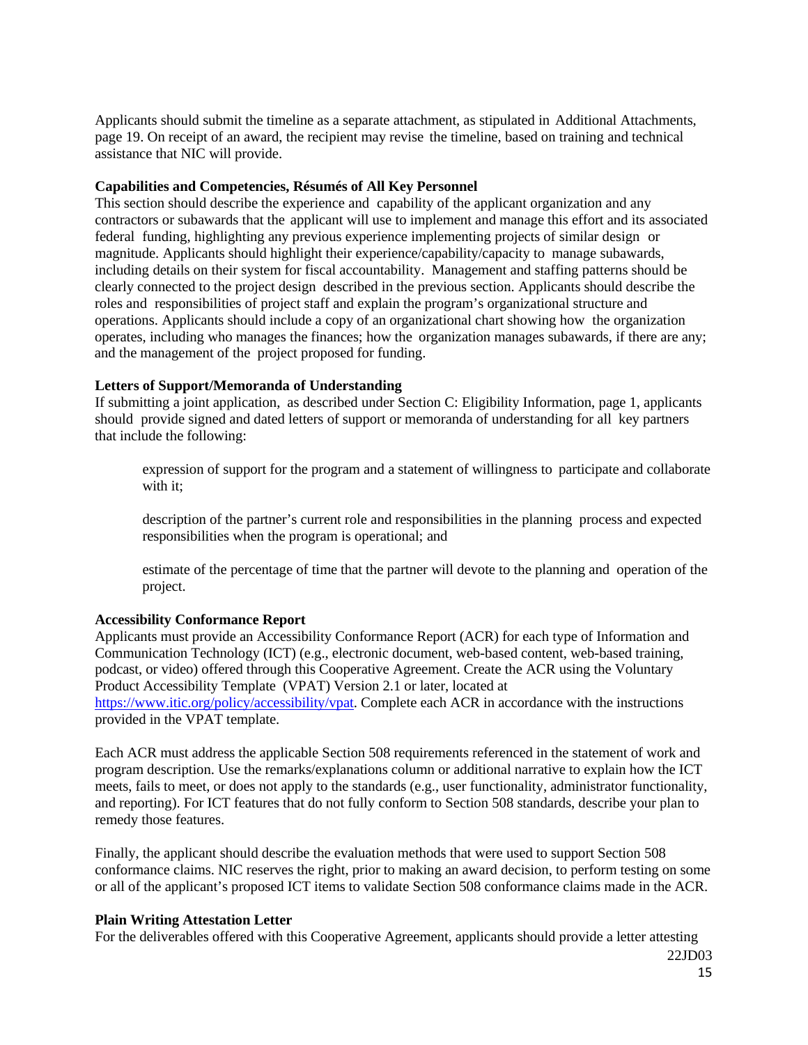Applicants should submit the timeline as a separate attachment, as stipulated in Additional Attachments, page 19. On receipt of an award, the recipient may revise the timeline, based on training and technical assistance that NIC will provide.

**Capabilities and Competencies, Résumés of All Key Personnel**

This section should describe the experience and capability of the applicant organization and any contractors or subawards that the applicant will use to implement and manage this effort and its associated federal funding, highlighting any previous experience implementing projects of similar design or magnitude. Applicants should highlight their experience/capability/capacity to manage subawards, including details on their system for fiscal accountability. Management and staffing patterns should be clearly connected to the project design described in the previous section. Applicants should describe the roles and responsibilities of project staff and explain the program's organizational structure and operations. Applicants should include a copy of an organizational chart showing how the organization operates, including who manages the finances; how the organization manages subawards, if there are any; and the management of the project proposed for funding.

**Letters of Support/Memoranda of Understanding**

If submitting a joint application, as described under Section C: Eligibility Information, page 1, applicants should provide signed and dated letters of support or memoranda of understanding for all key partners that include the following:

- expression of support for the program and a statement of willingness to participate and collaborate with it;
- description of the partner's current role and responsibilities in the planning process and expected responsibilities when the program is operational; and
- estimate of the percentage of time that the partner will devote to the planning and operation of the project.

**Accessibility Conformance Report**

Applicants must provide an Accessibility Conformance Report (ACR) for each type of Information and Communication Technology (ICT) (e.g., electronic document, web-based content, web-based training, podcast, or video) offered through this Cooperative Agreement. Create the ACR using the Voluntary Product Accessibility Template (VPAT) Version 2.1 or later, located at https://www.itic.org/policy/accessibility/vpat. Complete each ACR in accordance with the instructions provided in the VPAT template.

Each ACR must address the applicable Section 508 requirements referenced in the statement of work and program description. Use the remarks/explanations column or additional narrative to explain how the ICT meets, fails to meet, or does not apply to the standards (e.g., user functionality, administrator functionality, and reporting). For ICT features that do not fully conform to Section 508 standards, describe your plan to remedy those features.

Finally, the applicant should describe the evaluation methods that were used to support Section 508 conformance claims. NIC reserves the right, prior to making an award decision, to perform testing on some or all of the applicant's proposed ICT items to validate Section 508 conformance claims made in the ACR.

**Plain Writing Attestation Letter**

For the deliverables offered with this Cooperative Agreement, applicants should provide a letter attesting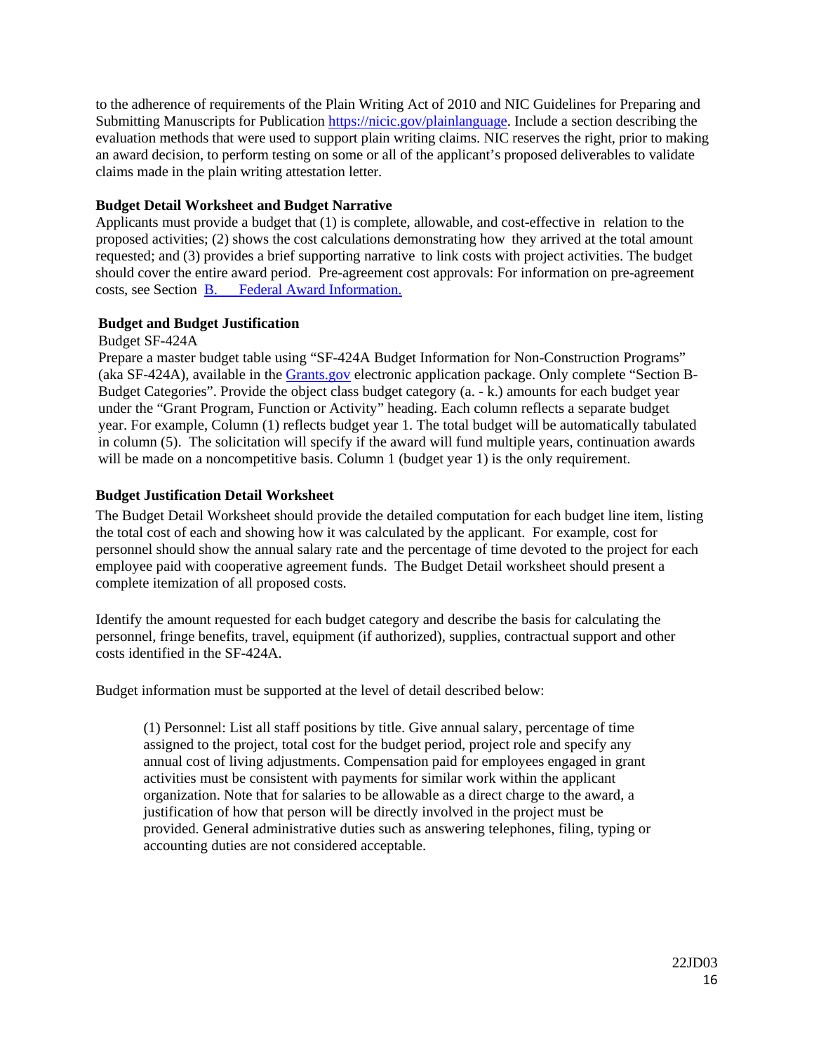to the adherence of requirements of the Plain Writing Act of 2010 and NIC Guidelines for Preparing and Submitting Manuscripts for Publication https://nicic.gov/plainlanguage. Include a section describing the evaluation methods that were used to support plain writing claims. NIC reserves the right, prior to making an award decision, to perform testing on some or all of the applicant's proposed deliverables to validate claims made in the plain writing attestation letter.

**Budget Detail Worksheet and Budget Narrative**

Applicants must provide a budget that (1) is complete, allowable, and cost-effective in relation to the proposed activities; (2) shows the cost calculations demonstrating how they arrived at the total amount requested; and (3) provides a brief supporting narrative to link costs with project activities. The budget should cover the entire award period. Pre-agreement cost approvals: For information on pre-agreement costs, see Section B. Federal Award Information.

**Budget and Budget Justification**

Budget SF-424A

Prepare a master budget table using "SF-424A Budget Information for Non-Construction Programs" (aka SF-424A), available in the Grants.gov electronic application package. Only complete "Section B-Budget Categories". Provide the object class budget category (a. - k.) amounts for each budget year under the "Grant Program, Function or Activity" heading. Each column reflects a separate budget year. For example, Column (1) reflects budget year 1. The total budget will be automatically tabulated in column (5). The solicitation will specify if the award will fund multiple years, continuation awards will be made on a noncompetitive basis. Column 1 (budget year 1) is the only requirement.

**Budget Justification Detail Worksheet**

The Budget Detail Worksheet should provide the detailed computation for each budget line item, listing the total cost of each and showing how it was calculated by the applicant. For example, cost for personnel should show the annual salary rate and the percentage of time devoted to the project for each employee paid with cooperative agreement funds. The Budget Detail worksheet should present a complete itemization of all proposed costs.

Identify the amount requested for each budget category and describe the basis for calculating the personnel, fringe benefits, travel, equipment (if authorized), supplies, contractual support and other costs identified in the SF-424A.

Budget information must be supported at the level of detail described below:

(1) Personnel: List all staff positions by title. Give annual salary, percentage of time assigned to the project, total cost for the budget period, project role and specify any annual cost of living adjustments. Compensation paid for employees engaged in grant activities must be consistent with payments for similar work within the applicant organization. Note that for salaries to be allowable as a direct charge to the award, a justification of how that person will be directly involved in the project must be provided. General administrative duties such as answering telephones, filing, typing or accounting duties are not considered acceptable.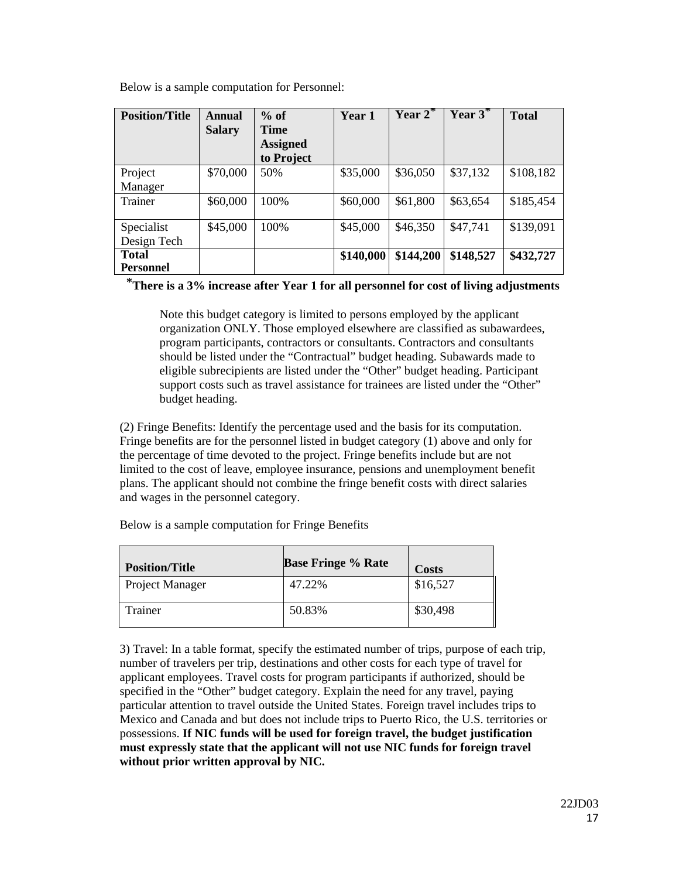Below is a sample computation for Personnel:

| Position/Title | Annual Salary | % of Time Assigned to Project | Year 1 | Year 2* | Year 3* | Total |
|---|---|---|---|---|---|---|
| Project Manager | $70,000 | 50% | $35,000 | $36,050 | $37,132 | $108,182 |
| Trainer | $60,000 | 100% | $60,000 | $61,800 | $63,654 | $185,454 |
| Specialist Design Tech | $45,000 | 100% | $45,000 | $46,350 | $47,741 | $139,091 |
| **Total Personnel** | | | **$140,000** | **$144,200** | **$148,527** | **$432,727** |

**\*There is a 3% increase after Year 1 for all personnel for cost of living adjustments**

> Note this budget category is limited to persons employed by the applicant organization ONLY. Those employed elsewhere are classified as subawardees, program participants, contractors or consultants. Contractors and consultants should be listed under the "Contractual" budget heading. Subawards made to eligible subrecipients are listed under the "Other" budget heading. Participant support costs such as travel assistance for trainees are listed under the "Other" budget heading.

(2) Fringe Benefits: Identify the percentage used and the basis for its computation. Fringe benefits are for the personnel listed in budget category (1) above and only for the percentage of time devoted to the project. Fringe benefits include but are not limited to the cost of leave, employee insurance, pensions and unemployment benefit plans. The applicant should not combine the fringe benefit costs with direct salaries and wages in the personnel category.

Below is a sample computation for Fringe Benefits

| Position/Title | Base Fringe % Rate | Costs |
|---|---|---|
| Project Manager | 47.22% | $16,527 |
| Trainer | 50.83% | $30,498 |

3) Travel: In a table format, specify the estimated number of trips, purpose of each trip, number of travelers per trip, destinations and other costs for each type of travel for applicant employees. Travel costs for program participants if authorized, should be specified in the "Other" budget category. Explain the need for any travel, paying particular attention to travel outside the United States. Foreign travel includes trips to Mexico and Canada and but does not include trips to Puerto Rico, the U.S. territories or possessions. **If NIC funds will be used for foreign travel, the budget justification must expressly state that the applicant will not use NIC funds for foreign travel without prior written approval by NIC.**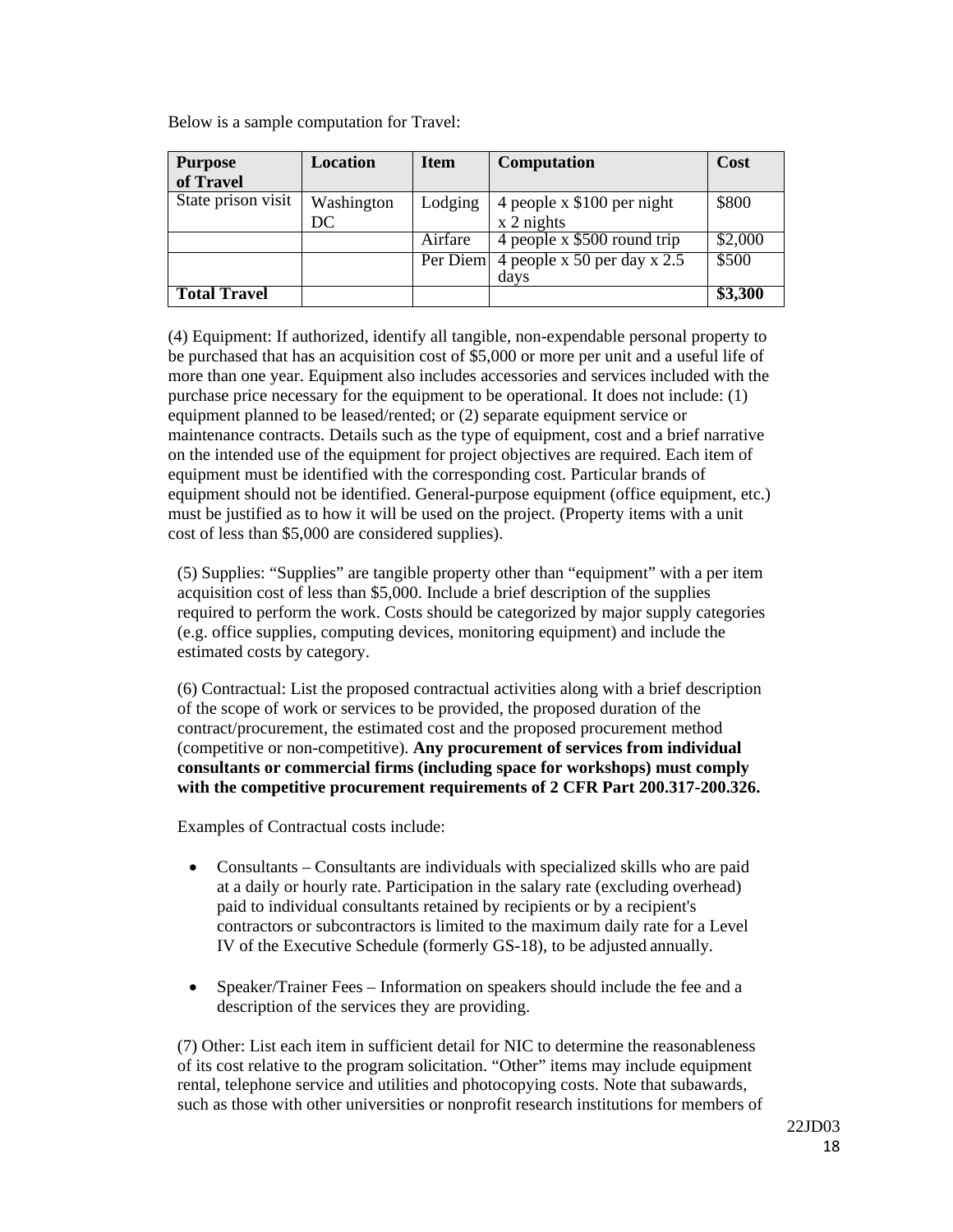Below is a sample computation for Travel:

| Purpose of Travel | Location | Item | Computation | Cost |
|---|---|---|---|---|
| State prison visit | Washington DC | Lodging | 4 people x $100 per night x 2 nights | $800 |
| | | Airfare | 4 people x $500 round trip | $2,000 |
| | | Per Diem | 4 people x 50 per day x 2.5 days | $500 |
| **Total Travel** | | | | **$3,300** |

(4) Equipment: If authorized, identify all tangible, non-expendable personal property to be purchased that has an acquisition cost of $5,000 or more per unit and a useful life of more than one year. Equipment also includes accessories and services included with the purchase price necessary for the equipment to be operational. It does not include: (1) equipment planned to be leased/rented; or (2) separate equipment service or maintenance contracts. Details such as the type of equipment, cost and a brief narrative on the intended use of the equipment for project objectives are required. Each item of equipment must be identified with the corresponding cost. Particular brands of equipment should not be identified. General-purpose equipment (office equipment, etc.) must be justified as to how it will be used on the project. (Property items with a unit cost of less than $5,000 are considered supplies).

(5) Supplies: "Supplies" are tangible property other than "equipment" with a per item acquisition cost of less than $5,000. Include a brief description of the supplies required to perform the work. Costs should be categorized by major supply categories (e.g. office supplies, computing devices, monitoring equipment) and include the estimated costs by category.

(6) Contractual: List the proposed contractual activities along with a brief description of the scope of work or services to be provided, the proposed duration of the contract/procurement, the estimated cost and the proposed procurement method (competitive or non-competitive). **Any procurement of services from individual consultants or commercial firms (including space for workshops) must comply with the competitive procurement requirements of 2 CFR Part 200.317-200.326.**

Examples of Contractual costs include:

- Consultants – Consultants are individuals with specialized skills who are paid at a daily or hourly rate. Participation in the salary rate (excluding overhead) paid to individual consultants retained by recipients or by a recipient's contractors or subcontractors is limited to the maximum daily rate for a Level IV of the Executive Schedule (formerly GS-18), to be adjusted annually.

- Speaker/Trainer Fees – Information on speakers should include the fee and a description of the services they are providing.

(7) Other: List each item in sufficient detail for NIC to determine the reasonableness of its cost relative to the program solicitation. "Other" items may include equipment rental, telephone service and utilities and photocopying costs. Note that subawards, such as those with other universities or nonprofit research institutions for members of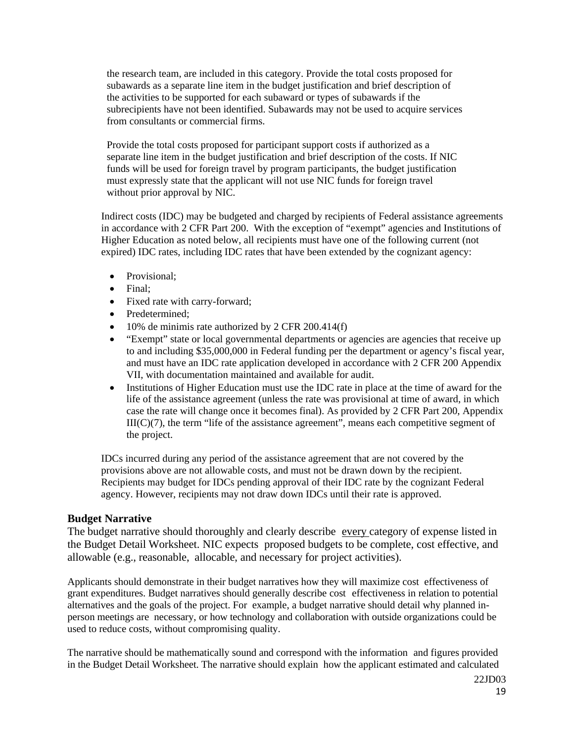the research team, are included in this category. Provide the total costs proposed for subawards as a separate line item in the budget justification and brief description of the activities to be supported for each subaward or types of subawards if the subrecipients have not been identified. Subawards may not be used to acquire services from consultants or commercial firms.

Provide the total costs proposed for participant support costs if authorized as a separate line item in the budget justification and brief description of the costs. If NIC funds will be used for foreign travel by program participants, the budget justification must expressly state that the applicant will not use NIC funds for foreign travel without prior approval by NIC.

Indirect costs (IDC) may be budgeted and charged by recipients of Federal assistance agreements in accordance with 2 CFR Part 200. With the exception of "exempt" agencies and Institutions of Higher Education as noted below, all recipients must have one of the following current (not expired) IDC rates, including IDC rates that have been extended by the cognizant agency:

- Provisional;
- Final;
- Fixed rate with carry-forward;
- Predetermined;
- 10% de minimis rate authorized by 2 CFR 200.414(f)
- "Exempt" state or local governmental departments or agencies are agencies that receive up to and including $35,000,000 in Federal funding per the department or agency's fiscal year, and must have an IDC rate application developed in accordance with 2 CFR 200 Appendix VII, with documentation maintained and available for audit.
- Institutions of Higher Education must use the IDC rate in place at the time of award for the life of the assistance agreement (unless the rate was provisional at time of award, in which case the rate will change once it becomes final). As provided by 2 CFR Part 200, Appendix III(C)(7), the term "life of the assistance agreement", means each competitive segment of the project.

IDCs incurred during any period of the assistance agreement that are not covered by the provisions above are not allowable costs, and must not be drawn down by the recipient. Recipients may budget for IDCs pending approval of their IDC rate by the cognizant Federal agency. However, recipients may not draw down IDCs until their rate is approved.

### Budget Narrative

The budget narrative should thoroughly and clearly describe every category of expense listed in the Budget Detail Worksheet. NIC expects proposed budgets to be complete, cost effective, and allowable (e.g., reasonable, allocable, and necessary for project activities).

Applicants should demonstrate in their budget narratives how they will maximize cost effectiveness of grant expenditures. Budget narratives should generally describe cost effectiveness in relation to potential alternatives and the goals of the project. For example, a budget narrative should detail why planned in-person meetings are necessary, or how technology and collaboration with outside organizations could be used to reduce costs, without compromising quality.

The narrative should be mathematically sound and correspond with the information and figures provided in the Budget Detail Worksheet. The narrative should explain how the applicant estimated and calculated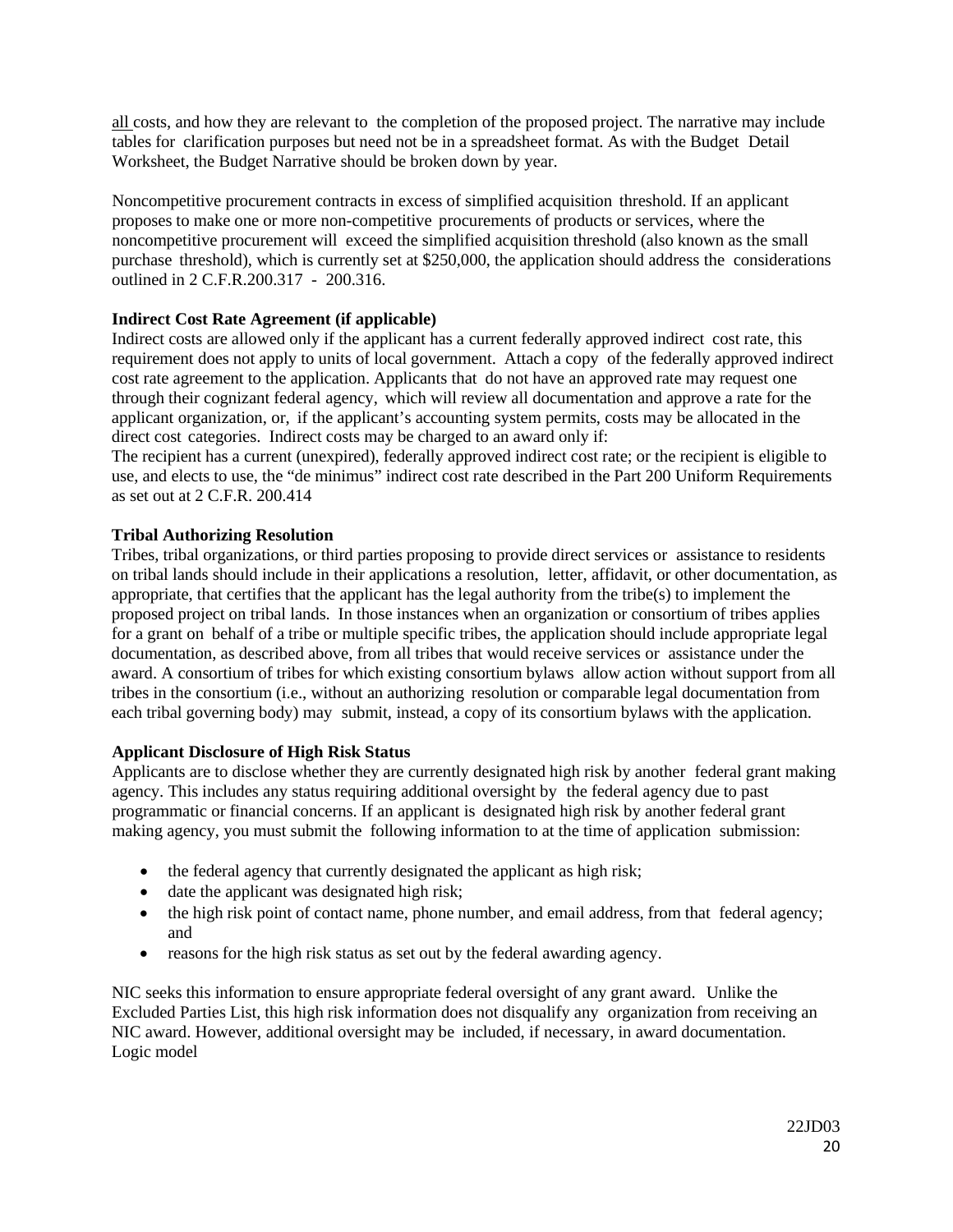all costs, and how they are relevant to the completion of the proposed project. The narrative may include tables for clarification purposes but need not be in a spreadsheet format. As with the Budget Detail Worksheet, the Budget Narrative should be broken down by year.

Noncompetitive procurement contracts in excess of simplified acquisition threshold. If an applicant proposes to make one or more non-competitive procurements of products or services, where the noncompetitive procurement will exceed the simplified acquisition threshold (also known as the small purchase threshold), which is currently set at $250,000, the application should address the considerations outlined in 2 C.F.R.200.317 - 200.316.

**Indirect Cost Rate Agreement (if applicable)**
Indirect costs are allowed only if the applicant has a current federally approved indirect cost rate, this requirement does not apply to units of local government. Attach a copy of the federally approved indirect cost rate agreement to the application. Applicants that do not have an approved rate may request one through their cognizant federal agency, which will review all documentation and approve a rate for the applicant organization, or, if the applicant's accounting system permits, costs may be allocated in the direct cost categories. Indirect costs may be charged to an award only if:
The recipient has a current (unexpired), federally approved indirect cost rate; or the recipient is eligible to use, and elects to use, the "de minimus" indirect cost rate described in the Part 200 Uniform Requirements as set out at 2 C.F.R. 200.414

**Tribal Authorizing Resolution**
Tribes, tribal organizations, or third parties proposing to provide direct services or assistance to residents on tribal lands should include in their applications a resolution, letter, affidavit, or other documentation, as appropriate, that certifies that the applicant has the legal authority from the tribe(s) to implement the proposed project on tribal lands. In those instances when an organization or consortium of tribes applies for a grant on behalf of a tribe or multiple specific tribes, the application should include appropriate legal documentation, as described above, from all tribes that would receive services or assistance under the award. A consortium of tribes for which existing consortium bylaws allow action without support from all tribes in the consortium (i.e., without an authorizing resolution or comparable legal documentation from each tribal governing body) may submit, instead, a copy of its consortium bylaws with the application.

**Applicant Disclosure of High Risk Status**
Applicants are to disclose whether they are currently designated high risk by another federal grant making agency. This includes any status requiring additional oversight by the federal agency due to past programmatic or financial concerns. If an applicant is designated high risk by another federal grant making agency, you must submit the following information to at the time of application submission:

- the federal agency that currently designated the applicant as high risk;
- date the applicant was designated high risk;
- the high risk point of contact name, phone number, and email address, from that federal agency; and
- reasons for the high risk status as set out by the federal awarding agency.

NIC seeks this information to ensure appropriate federal oversight of any grant award. Unlike the Excluded Parties List, this high risk information does not disqualify any organization from receiving an NIC award. However, additional oversight may be included, if necessary, in award documentation.
Logic model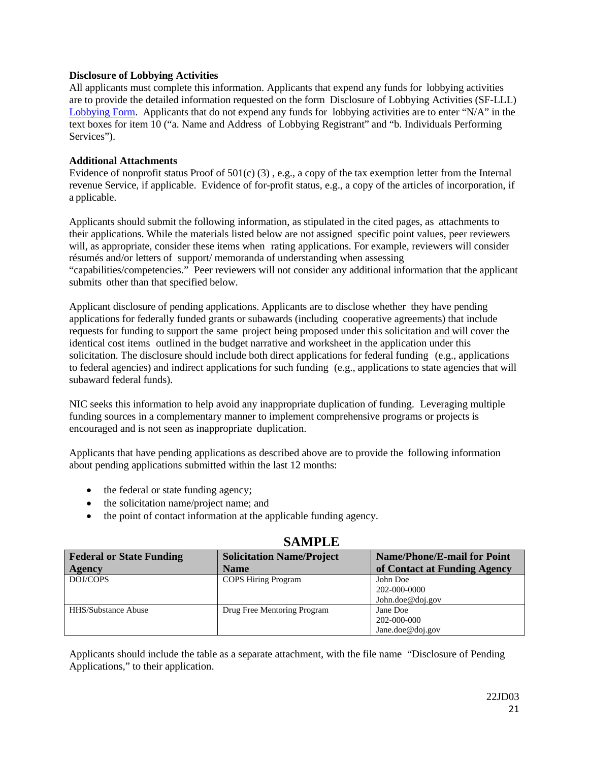**Disclosure of Lobbying Activities**

All applicants must complete this information. Applicants that expend any funds for lobbying activities are to provide the detailed information requested on the form Disclosure of Lobbying Activities (SF-LLL) Lobbying Form. Applicants that do not expend any funds for lobbying activities are to enter "N/A" in the text boxes for item 10 ("a. Name and Address of Lobbying Registrant" and "b. Individuals Performing Services").

**Additional Attachments**

Evidence of nonprofit status Proof of 501(c) (3) , e.g., a copy of the tax exemption letter from the Internal revenue Service, if applicable. Evidence of for-profit status, e.g., a copy of the articles of incorporation, if a pplicable.

Applicants should submit the following information, as stipulated in the cited pages, as attachments to their applications. While the materials listed below are not assigned specific point values, peer reviewers will, as appropriate, consider these items when rating applications. For example, reviewers will consider résumés and/or letters of support/ memoranda of understanding when assessing "capabilities/competencies." Peer reviewers will not consider any additional information that the applicant submits other than that specified below.

Applicant disclosure of pending applications. Applicants are to disclose whether they have pending applications for federally funded grants or subawards (including cooperative agreements) that include requests for funding to support the same project being proposed under this solicitation and will cover the identical cost items outlined in the budget narrative and worksheet in the application under this solicitation. The disclosure should include both direct applications for federal funding (e.g., applications to federal agencies) and indirect applications for such funding (e.g., applications to state agencies that will subaward federal funds).

NIC seeks this information to help avoid any inappropriate duplication of funding. Leveraging multiple funding sources in a complementary manner to implement comprehensive programs or projects is encouraged and is not seen as inappropriate duplication.

Applicants that have pending applications as described above are to provide the following information about pending applications submitted within the last 12 months:

- the federal or state funding agency;
- the solicitation name/project name; and
- the point of contact information at the applicable funding agency.

**SAMPLE**

| Federal or State Funding Agency | Solicitation Name/Project Name | Name/Phone/E-mail for Point of Contact at Funding Agency |
|---|---|---|
| DOJ/COPS | COPS Hiring Program | John Doe<br>202-000-0000<br>John.doe@doj.gov |
| HHS/Substance Abuse | Drug Free Mentoring Program | Jane Doe<br>202-000-000<br>Jane.doe@doj.gov |

Applicants should include the table as a separate attachment, with the file name "Disclosure of Pending Applications," to their application.

22JD03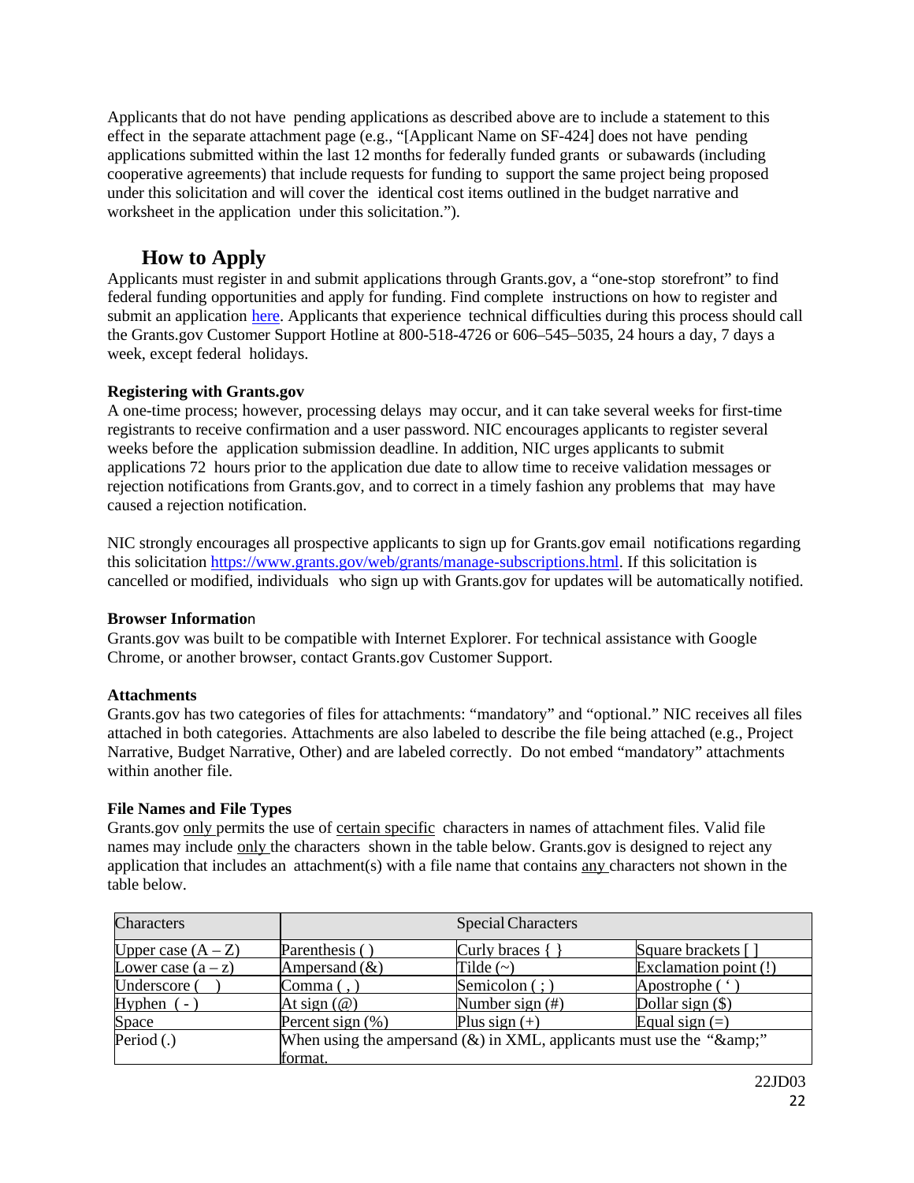Applicants that do not have pending applications as described above are to include a statement to this effect in the separate attachment page (e.g., "[Applicant Name on SF-424] does not have pending applications submitted within the last 12 months for federally funded grants or subawards (including cooperative agreements) that include requests for funding to support the same project being proposed under this solicitation and will cover the identical cost items outlined in the budget narrative and worksheet in the application under this solicitation.").

## How to Apply

Applicants must register in and submit applications through Grants.gov, a "one-stop storefront" to find federal funding opportunities and apply for funding. Find complete instructions on how to register and submit an application here. Applicants that experience technical difficulties during this process should call the Grants.gov Customer Support Hotline at 800-518-4726 or 606–545–5035, 24 hours a day, 7 days a week, except federal holidays.

**Registering with Grants.gov**

A one-time process; however, processing delays may occur, and it can take several weeks for first-time registrants to receive confirmation and a user password. NIC encourages applicants to register several weeks before the application submission deadline. In addition, NIC urges applicants to submit applications 72 hours prior to the application due date to allow time to receive validation messages or rejection notifications from Grants.gov, and to correct in a timely fashion any problems that may have caused a rejection notification.

NIC strongly encourages all prospective applicants to sign up for Grants.gov email notifications regarding this solicitation https://www.grants.gov/web/grants/manage-subscriptions.html. If this solicitation is cancelled or modified, individuals who sign up with Grants.gov for updates will be automatically notified.

**Browser Information**

Grants.gov was built to be compatible with Internet Explorer. For technical assistance with Google Chrome, or another browser, contact Grants.gov Customer Support.

**Attachments**

Grants.gov has two categories of files for attachments: "mandatory" and "optional." NIC receives all files attached in both categories. Attachments are also labeled to describe the file being attached (e.g., Project Narrative, Budget Narrative, Other) and are labeled correctly. Do not embed "mandatory" attachments within another file.

**File Names and File Types**

Grants.gov only permits the use of certain specific characters in names of attachment files. Valid file names may include only the characters shown in the table below. Grants.gov is designed to reject any application that includes an attachment(s) with a file name that contains any characters not shown in the table below.

| Characters | Special Characters | | |
|---|---|---|---|
| Upper case (A – Z) | Parenthesis ( ) | Curly braces { } | Square brackets [ ] |
| Lower case (a – z) | Ampersand (&) | Tilde (~) | Exclamation point (!) |
| Underscore ( _ ) | Comma ( , ) | Semicolon ( ; ) | Apostrophe ( ' ) |
| Hyphen ( - ) | At sign (@) | Number sign (#) | Dollar sign ($) |
| Space | Percent sign (%) | Plus sign (+) | Equal sign (=) |
| Period (.) | When using the ampersand (&) in XML, applicants must use the "&amp;" format. | | |

22JD03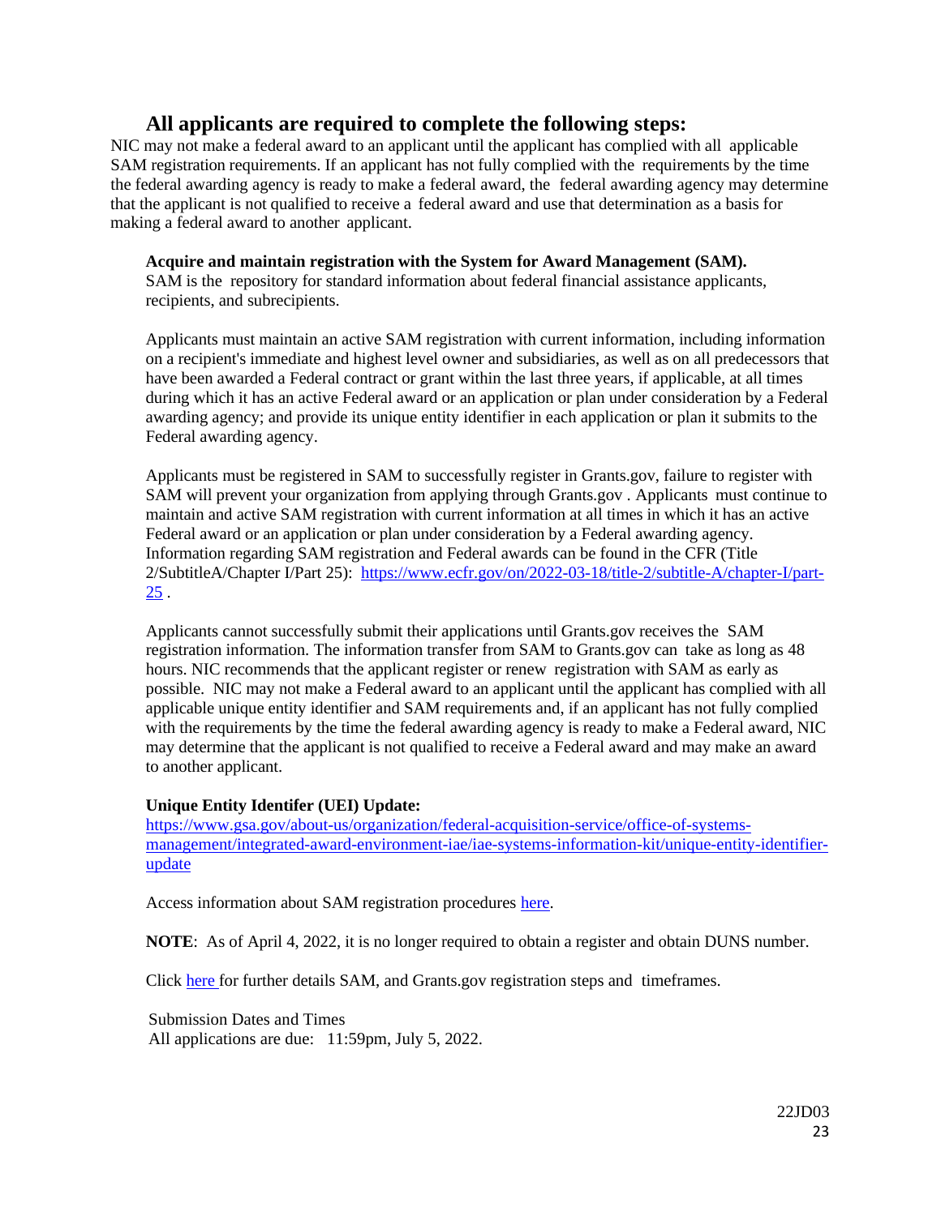## All applicants are required to complete the following steps:

NIC may not make a federal award to an applicant until the applicant has complied with all applicable SAM registration requirements. If an applicant has not fully complied with the requirements by the time the federal awarding agency is ready to make a federal award, the federal awarding agency may determine that the applicant is not qualified to receive a federal award and use that determination as a basis for making a federal award to another applicant.

**Acquire and maintain registration with the System for Award Management (SAM).**
SAM is the repository for standard information about federal financial assistance applicants, recipients, and subrecipients.

Applicants must maintain an active SAM registration with current information, including information on a recipient's immediate and highest level owner and subsidiaries, as well as on all predecessors that have been awarded a Federal contract or grant within the last three years, if applicable, at all times during which it has an active Federal award or an application or plan under consideration by a Federal awarding agency; and provide its unique entity identifier in each application or plan it submits to the Federal awarding agency.

Applicants must be registered in SAM to successfully register in Grants.gov, failure to register with SAM will prevent your organization from applying through Grants.gov . Applicants must continue to maintain and active SAM registration with current information at all times in which it has an active Federal award or an application or plan under consideration by a Federal awarding agency. Information regarding SAM registration and Federal awards can be found in the CFR (Title 2/SubtitleA/Chapter I/Part 25): [https://www.ecfr.gov/on/2022-03-18/title-2/subtitle-A/chapter-I/part-25](https://www.ecfr.gov/on/2022-03-18/title-2/subtitle-A/chapter-I/part-25) .

Applicants cannot successfully submit their applications until Grants.gov receives the SAM registration information. The information transfer from SAM to Grants.gov can take as long as 48 hours. NIC recommends that the applicant register or renew registration with SAM as early as possible. NIC may not make a Federal award to an applicant until the applicant has complied with all applicable unique entity identifier and SAM requirements and, if an applicant has not fully complied with the requirements by the time the federal awarding agency is ready to make a Federal award, NIC may determine that the applicant is not qualified to receive a Federal award and may make an award to another applicant.

**Unique Entity Identifer (UEI) Update:**
[https://www.gsa.gov/about-us/organization/federal-acquisition-service/office-of-systems-management/integrated-award-environment-iae/iae-systems-information-kit/unique-entity-identifier-update](https://www.gsa.gov/about-us/organization/federal-acquisition-service/office-of-systems-management/integrated-award-environment-iae/iae-systems-information-kit/unique-entity-identifier-update)

Access information about SAM registration procedures here.

**NOTE**: As of April 4, 2022, it is no longer required to obtain a register and obtain DUNS number.

Click here for further details SAM, and Grants.gov registration steps and timeframes.

Submission Dates and Times
All applications are due: 11:59pm, July 5, 2022.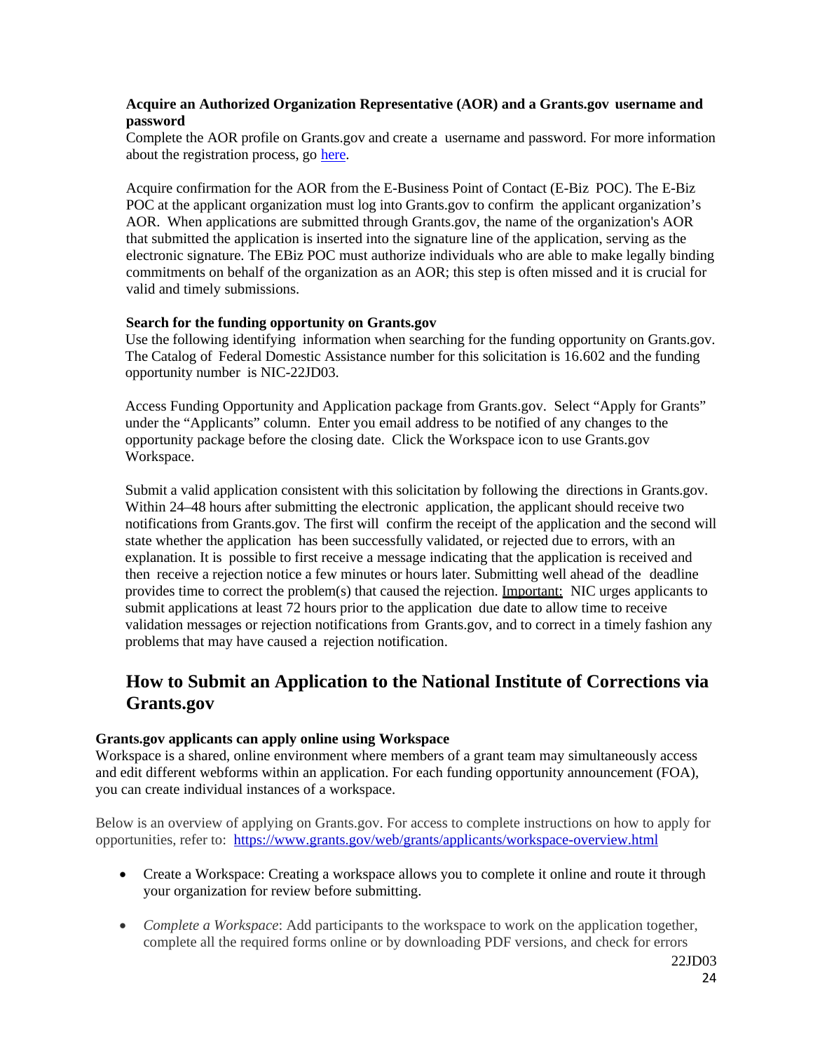**Acquire an Authorized Organization Representative (AOR) and a Grants.gov username and password**

Complete the AOR profile on Grants.gov and create a username and password. For more information about the registration process, go here.

Acquire confirmation for the AOR from the E-Business Point of Contact (E-Biz POC). The E-Biz POC at the applicant organization must log into Grants.gov to confirm the applicant organization's AOR. When applications are submitted through Grants.gov, the name of the organization's AOR that submitted the application is inserted into the signature line of the application, serving as the electronic signature. The EBiz POC must authorize individuals who are able to make legally binding commitments on behalf of the organization as an AOR; this step is often missed and it is crucial for valid and timely submissions.

**Search for the funding opportunity on Grants.gov**

Use the following identifying information when searching for the funding opportunity on Grants.gov. The Catalog of Federal Domestic Assistance number for this solicitation is 16.602 and the funding opportunity number is NIC-22JD03.

Access Funding Opportunity and Application package from Grants.gov. Select "Apply for Grants" under the "Applicants" column. Enter you email address to be notified of any changes to the opportunity package before the closing date. Click the Workspace icon to use Grants.gov Workspace.

Submit a valid application consistent with this solicitation by following the directions in Grants.gov. Within 24–48 hours after submitting the electronic application, the applicant should receive two notifications from Grants.gov. The first will confirm the receipt of the application and the second will state whether the application has been successfully validated, or rejected due to errors, with an explanation. It is possible to first receive a message indicating that the application is received and then receive a rejection notice a few minutes or hours later. Submitting well ahead of the deadline provides time to correct the problem(s) that caused the rejection. Important: NIC urges applicants to submit applications at least 72 hours prior to the application due date to allow time to receive validation messages or rejection notifications from Grants.gov, and to correct in a timely fashion any problems that may have caused a rejection notification.

## How to Submit an Application to the National Institute of Corrections via Grants.gov

**Grants.gov applicants can apply online using Workspace**

Workspace is a shared, online environment where members of a grant team may simultaneously access and edit different webforms within an application. For each funding opportunity announcement (FOA), you can create individual instances of a workspace.

Below is an overview of applying on Grants.gov. For access to complete instructions on how to apply for opportunities, refer to: https://www.grants.gov/web/grants/applicants/workspace-overview.html

- Create a Workspace: Creating a workspace allows you to complete it online and route it through your organization for review before submitting.
- *Complete a Workspace*: Add participants to the workspace to work on the application together, complete all the required forms online or by downloading PDF versions, and check for errors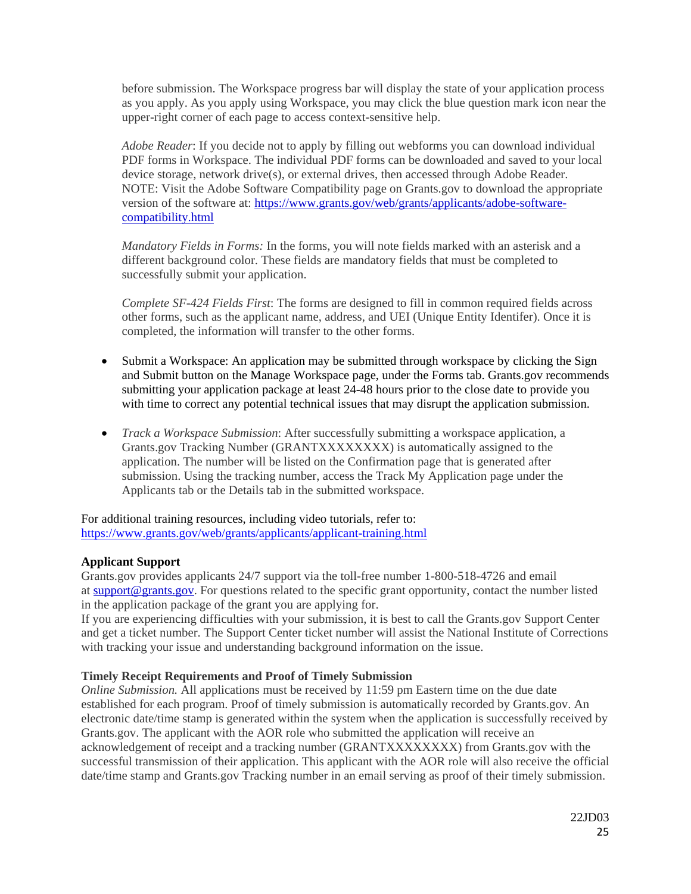before submission. The Workspace progress bar will display the state of your application process as you apply. As you apply using Workspace, you may click the blue question mark icon near the upper-right corner of each page to access context-sensitive help.

*Adobe Reader*: If you decide not to apply by filling out webforms you can download individual PDF forms in Workspace. The individual PDF forms can be downloaded and saved to your local device storage, network drive(s), or external drives, then accessed through Adobe Reader. NOTE: Visit the Adobe Software Compatibility page on Grants.gov to download the appropriate version of the software at: [https://www.grants.gov/web/grants/applicants/adobe-software-compatibility.html](https://www.grants.gov/web/grants/applicants/adobe-software-compatibility.html)

*Mandatory Fields in Forms:* In the forms, you will note fields marked with an asterisk and a different background color. These fields are mandatory fields that must be completed to successfully submit your application.

*Complete SF-424 Fields First*: The forms are designed to fill in common required fields across other forms, such as the applicant name, address, and UEI (Unique Entity Identifer). Once it is completed, the information will transfer to the other forms.

- Submit a Workspace: An application may be submitted through workspace by clicking the Sign and Submit button on the Manage Workspace page, under the Forms tab. Grants.gov recommends submitting your application package at least 24-48 hours prior to the close date to provide you with time to correct any potential technical issues that may disrupt the application submission.

- *Track a Workspace Submission*: After successfully submitting a workspace application, a Grants.gov Tracking Number (GRANTXXXXXXXX) is automatically assigned to the application. The number will be listed on the Confirmation page that is generated after submission. Using the tracking number, access the Track My Application page under the Applicants tab or the Details tab in the submitted workspace.

For additional training resources, including video tutorials, refer to: [https://www.grants.gov/web/grants/applicants/applicant-training.html](https://www.grants.gov/web/grants/applicants/applicant-training.html)

**Applicant Support**
Grants.gov provides applicants 24/7 support via the toll-free number 1-800-518-4726 and email at [support@grants.gov](mailto:support@grants.gov). For questions related to the specific grant opportunity, contact the number listed in the application package of the grant you are applying for.
If you are experiencing difficulties with your submission, it is best to call the Grants.gov Support Center and get a ticket number. The Support Center ticket number will assist the National Institute of Corrections with tracking your issue and understanding background information on the issue.

**Timely Receipt Requirements and Proof of Timely Submission**
*Online Submission.* All applications must be received by 11:59 pm Eastern time on the due date established for each program. Proof of timely submission is automatically recorded by Grants.gov. An electronic date/time stamp is generated within the system when the application is successfully received by Grants.gov. The applicant with the AOR role who submitted the application will receive an acknowledgement of receipt and a tracking number (GRANTXXXXXXXX) from Grants.gov with the successful transmission of their application. This applicant with the AOR role will also receive the official date/time stamp and Grants.gov Tracking number in an email serving as proof of their timely submission.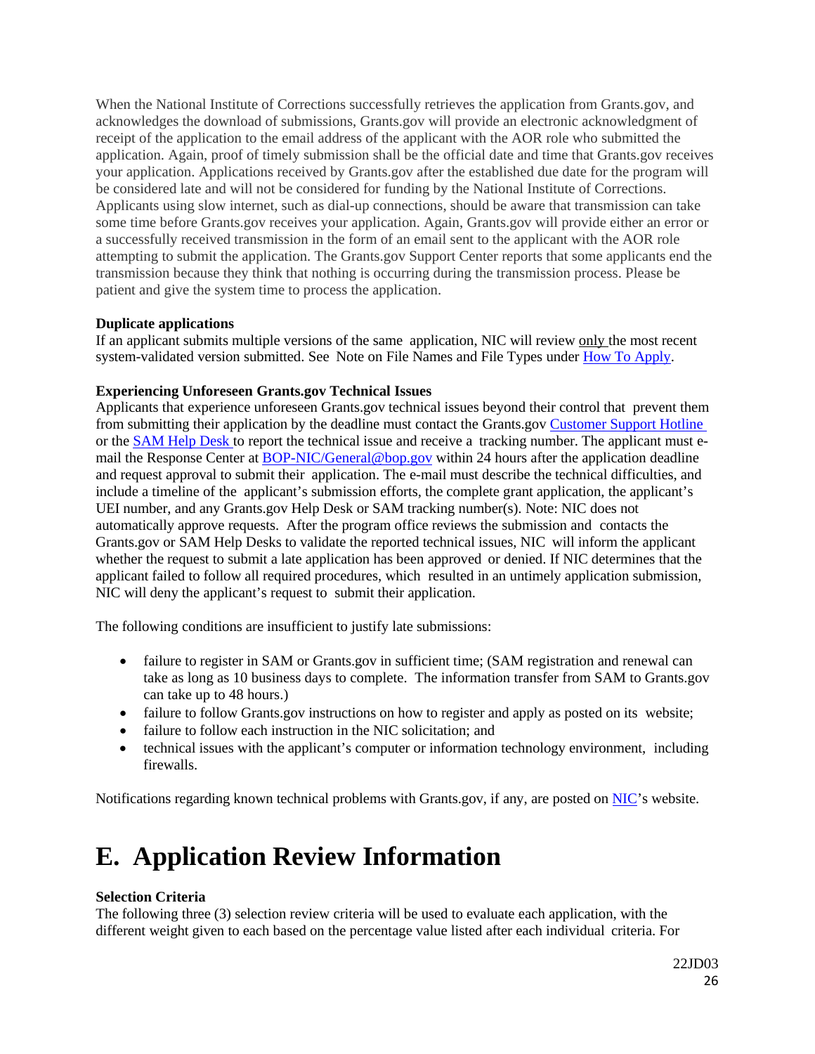When the National Institute of Corrections successfully retrieves the application from Grants.gov, and acknowledges the download of submissions, Grants.gov will provide an electronic acknowledgment of receipt of the application to the email address of the applicant with the AOR role who submitted the application. Again, proof of timely submission shall be the official date and time that Grants.gov receives your application. Applications received by Grants.gov after the established due date for the program will be considered late and will not be considered for funding by the National Institute of Corrections. Applicants using slow internet, such as dial-up connections, should be aware that transmission can take some time before Grants.gov receives your application. Again, Grants.gov will provide either an error or a successfully received transmission in the form of an email sent to the applicant with the AOR role attempting to submit the application. The Grants.gov Support Center reports that some applicants end the transmission because they think that nothing is occurring during the transmission process. Please be patient and give the system time to process the application.

**Duplicate applications**
If an applicant submits multiple versions of the same application, NIC will review only the most recent system-validated version submitted. See Note on File Names and File Types under [How To Apply](#).

**Experiencing Unforeseen Grants.gov Technical Issues**
Applicants that experience unforeseen Grants.gov technical issues beyond their control that prevent them from submitting their application by the deadline must contact the Grants.gov [Customer Support Hotline](#) or the [SAM Help Desk](#) to report the technical issue and receive a tracking number. The applicant must e-mail the Response Center at [BOP-NIC/General@bop.gov](mailto:BOP-NIC/General@bop.gov) within 24 hours after the application deadline and request approval to submit their application. The e-mail must describe the technical difficulties, and include a timeline of the applicant's submission efforts, the complete grant application, the applicant's UEI number, and any Grants.gov Help Desk or SAM tracking number(s). Note: NIC does not automatically approve requests. After the program office reviews the submission and contacts the Grants.gov or SAM Help Desks to validate the reported technical issues, NIC will inform the applicant whether the request to submit a late application has been approved or denied. If NIC determines that the applicant failed to follow all required procedures, which resulted in an untimely application submission, NIC will deny the applicant's request to submit their application.

The following conditions are insufficient to justify late submissions:

- failure to register in SAM or Grants.gov in sufficient time; (SAM registration and renewal can take as long as 10 business days to complete. The information transfer from SAM to Grants.gov can take up to 48 hours.)
- failure to follow Grants.gov instructions on how to register and apply as posted on its website;
- failure to follow each instruction in the NIC solicitation; and
- technical issues with the applicant's computer or information technology environment, including firewalls.

Notifications regarding known technical problems with Grants.gov, if any, are posted on [NIC](#)'s website.

# E. Application Review Information

**Selection Criteria**
The following three (3) selection review criteria will be used to evaluate each application, with the different weight given to each based on the percentage value listed after each individual criteria. For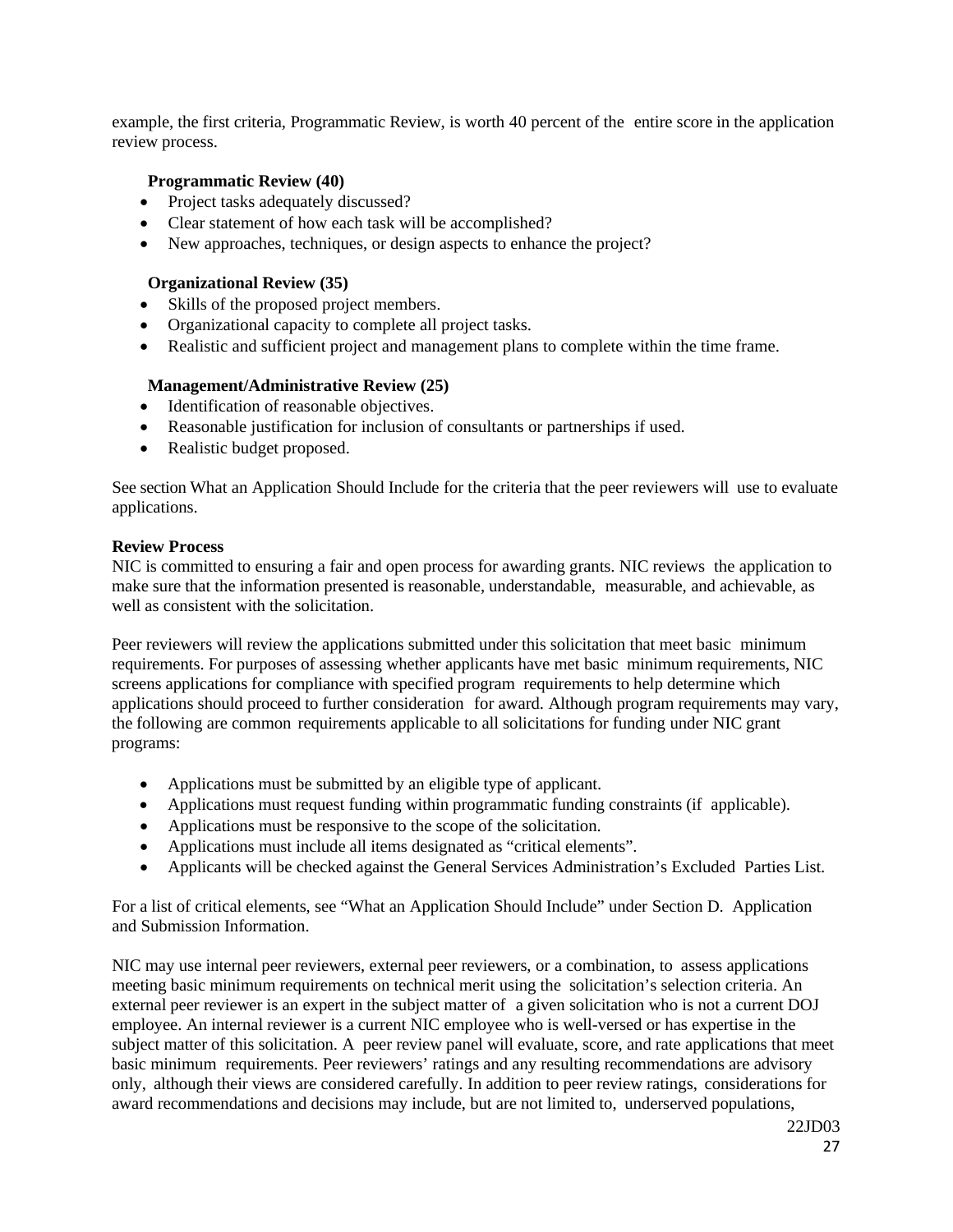example, the first criteria, Programmatic Review, is worth 40 percent of the entire score in the application review process.

**Programmatic Review (40)**

- Project tasks adequately discussed?
- Clear statement of how each task will be accomplished?
- New approaches, techniques, or design aspects to enhance the project?

**Organizational Review (35)**

- Skills of the proposed project members.
- Organizational capacity to complete all project tasks.
- Realistic and sufficient project and management plans to complete within the time frame.

**Management/Administrative Review (25)**

- Identification of reasonable objectives.
- Reasonable justification for inclusion of consultants or partnerships if used.
- Realistic budget proposed.

See section What an Application Should Include for the criteria that the peer reviewers will use to evaluate applications.

**Review Process**

NIC is committed to ensuring a fair and open process for awarding grants. NIC reviews the application to make sure that the information presented is reasonable, understandable, measurable, and achievable, as well as consistent with the solicitation.

Peer reviewers will review the applications submitted under this solicitation that meet basic minimum requirements. For purposes of assessing whether applicants have met basic minimum requirements, NIC screens applications for compliance with specified program requirements to help determine which applications should proceed to further consideration for award. Although program requirements may vary, the following are common requirements applicable to all solicitations for funding under NIC grant programs:

- Applications must be submitted by an eligible type of applicant.
- Applications must request funding within programmatic funding constraints (if applicable).
- Applications must be responsive to the scope of the solicitation.
- Applications must include all items designated as "critical elements".
- Applicants will be checked against the General Services Administration's Excluded Parties List.

For a list of critical elements, see "What an Application Should Include" under Section D. Application and Submission Information.

NIC may use internal peer reviewers, external peer reviewers, or a combination, to assess applications meeting basic minimum requirements on technical merit using the solicitation's selection criteria. An external peer reviewer is an expert in the subject matter of a given solicitation who is not a current DOJ employee. An internal reviewer is a current NIC employee who is well-versed or has expertise in the subject matter of this solicitation. A peer review panel will evaluate, score, and rate applications that meet basic minimum requirements. Peer reviewers' ratings and any resulting recommendations are advisory only, although their views are considered carefully. In addition to peer review ratings, considerations for award recommendations and decisions may include, but are not limited to, underserved populations,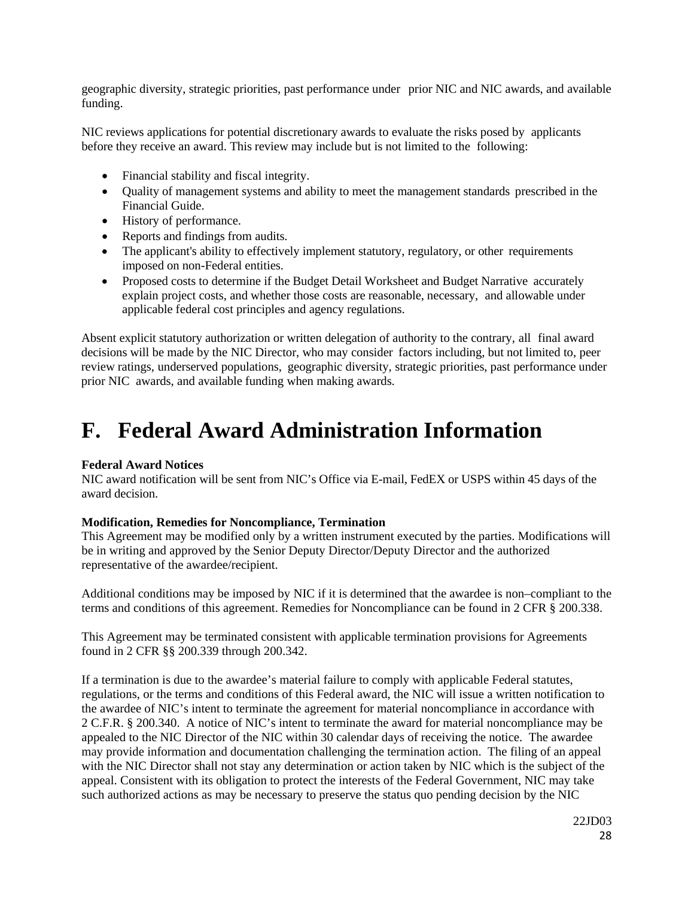geographic diversity, strategic priorities, past performance under prior NIC and NIC awards, and available funding.

NIC reviews applications for potential discretionary awards to evaluate the risks posed by applicants before they receive an award. This review may include but is not limited to the following:

- Financial stability and fiscal integrity.
- Quality of management systems and ability to meet the management standards prescribed in the Financial Guide.
- History of performance.
- Reports and findings from audits.
- The applicant's ability to effectively implement statutory, regulatory, or other requirements imposed on non-Federal entities.
- Proposed costs to determine if the Budget Detail Worksheet and Budget Narrative accurately explain project costs, and whether those costs are reasonable, necessary, and allowable under applicable federal cost principles and agency regulations.

Absent explicit statutory authorization or written delegation of authority to the contrary, all final award decisions will be made by the NIC Director, who may consider factors including, but not limited to, peer review ratings, underserved populations, geographic diversity, strategic priorities, past performance under prior NIC awards, and available funding when making awards.

# F. Federal Award Administration Information

**Federal Award Notices**
NIC award notification will be sent from NIC's Office via E-mail, FedEX or USPS within 45 days of the award decision.

**Modification, Remedies for Noncompliance, Termination**
This Agreement may be modified only by a written instrument executed by the parties. Modifications will be in writing and approved by the Senior Deputy Director/Deputy Director and the authorized representative of the awardee/recipient.

Additional conditions may be imposed by NIC if it is determined that the awardee is non–compliant to the terms and conditions of this agreement. Remedies for Noncompliance can be found in 2 CFR § 200.338.

This Agreement may be terminated consistent with applicable termination provisions for Agreements found in 2 CFR §§ 200.339 through 200.342.

If a termination is due to the awardee's material failure to comply with applicable Federal statutes, regulations, or the terms and conditions of this Federal award, the NIC will issue a written notification to the awardee of NIC's intent to terminate the agreement for material noncompliance in accordance with 2 C.F.R. § 200.340. A notice of NIC's intent to terminate the award for material noncompliance may be appealed to the NIC Director of the NIC within 30 calendar days of receiving the notice. The awardee may provide information and documentation challenging the termination action. The filing of an appeal with the NIC Director shall not stay any determination or action taken by NIC which is the subject of the appeal. Consistent with its obligation to protect the interests of the Federal Government, NIC may take such authorized actions as may be necessary to preserve the status quo pending decision by the NIC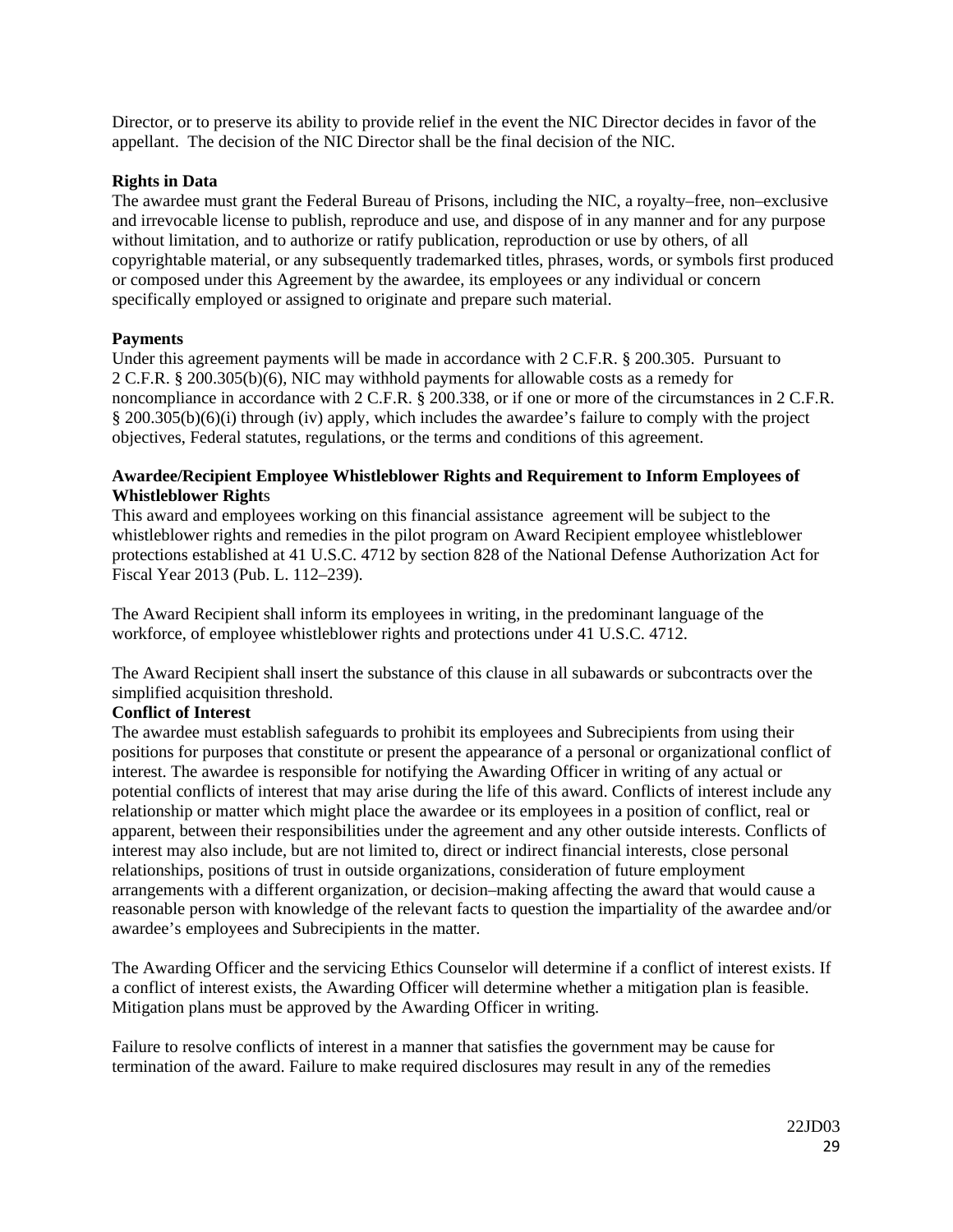Director, or to preserve its ability to provide relief in the event the NIC Director decides in favor of the appellant. The decision of the NIC Director shall be the final decision of the NIC.

**Rights in Data**

The awardee must grant the Federal Bureau of Prisons, including the NIC, a royalty–free, non–exclusive and irrevocable license to publish, reproduce and use, and dispose of in any manner and for any purpose without limitation, and to authorize or ratify publication, reproduction or use by others, of all copyrightable material, or any subsequently trademarked titles, phrases, words, or symbols first produced or composed under this Agreement by the awardee, its employees or any individual or concern specifically employed or assigned to originate and prepare such material.

**Payments**

Under this agreement payments will be made in accordance with 2 C.F.R. § 200.305. Pursuant to 2 C.F.R. § 200.305(b)(6), NIC may withhold payments for allowable costs as a remedy for noncompliance in accordance with 2 C.F.R. § 200.338, or if one or more of the circumstances in 2 C.F.R. § 200.305(b)(6)(i) through (iv) apply, which includes the awardee's failure to comply with the project objectives, Federal statutes, regulations, or the terms and conditions of this agreement.

**Awardee/Recipient Employee Whistleblower Rights and Requirement to Inform Employees of Whistleblower Rights**

This award and employees working on this financial assistance agreement will be subject to the whistleblower rights and remedies in the pilot program on Award Recipient employee whistleblower protections established at 41 U.S.C. 4712 by section 828 of the National Defense Authorization Act for Fiscal Year 2013 (Pub. L. 112–239).

The Award Recipient shall inform its employees in writing, in the predominant language of the workforce, of employee whistleblower rights and protections under 41 U.S.C. 4712.

The Award Recipient shall insert the substance of this clause in all subawards or subcontracts over the simplified acquisition threshold.

**Conflict of Interest**

The awardee must establish safeguards to prohibit its employees and Subrecipients from using their positions for purposes that constitute or present the appearance of a personal or organizational conflict of interest. The awardee is responsible for notifying the Awarding Officer in writing of any actual or potential conflicts of interest that may arise during the life of this award. Conflicts of interest include any relationship or matter which might place the awardee or its employees in a position of conflict, real or apparent, between their responsibilities under the agreement and any other outside interests. Conflicts of interest may also include, but are not limited to, direct or indirect financial interests, close personal relationships, positions of trust in outside organizations, consideration of future employment arrangements with a different organization, or decision–making affecting the award that would cause a reasonable person with knowledge of the relevant facts to question the impartiality of the awardee and/or awardee's employees and Subrecipients in the matter.

The Awarding Officer and the servicing Ethics Counselor will determine if a conflict of interest exists. If a conflict of interest exists, the Awarding Officer will determine whether a mitigation plan is feasible. Mitigation plans must be approved by the Awarding Officer in writing.

Failure to resolve conflicts of interest in a manner that satisfies the government may be cause for termination of the award. Failure to make required disclosures may result in any of the remedies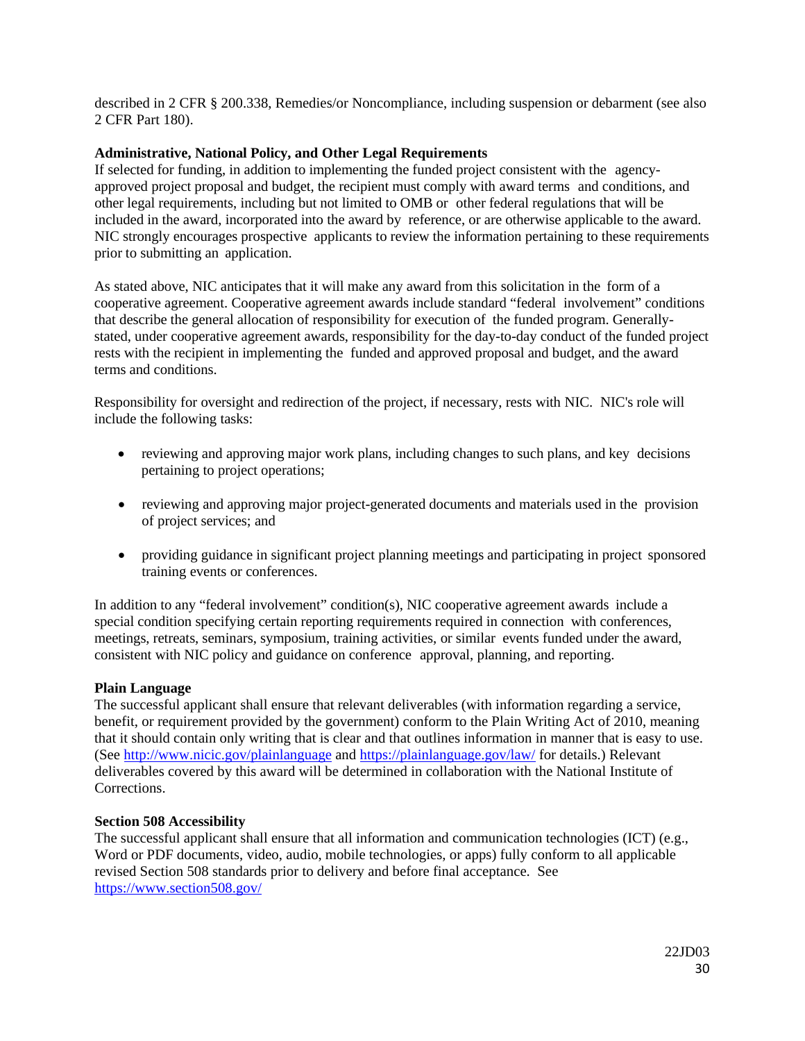described in 2 CFR § 200.338, Remedies/or Noncompliance, including suspension or debarment (see also 2 CFR Part 180).

**Administrative, National Policy, and Other Legal Requirements**

If selected for funding, in addition to implementing the funded project consistent with the agency-approved project proposal and budget, the recipient must comply with award terms and conditions, and other legal requirements, including but not limited to OMB or other federal regulations that will be included in the award, incorporated into the award by reference, or are otherwise applicable to the award. NIC strongly encourages prospective applicants to review the information pertaining to these requirements prior to submitting an application.

As stated above, NIC anticipates that it will make any award from this solicitation in the form of a cooperative agreement. Cooperative agreement awards include standard "federal involvement" conditions that describe the general allocation of responsibility for execution of the funded program. Generally-stated, under cooperative agreement awards, responsibility for the day-to-day conduct of the funded project rests with the recipient in implementing the funded and approved proposal and budget, and the award terms and conditions.

Responsibility for oversight and redirection of the project, if necessary, rests with NIC. NIC's role will include the following tasks:

- reviewing and approving major work plans, including changes to such plans, and key decisions pertaining to project operations;
- reviewing and approving major project-generated documents and materials used in the provision of project services; and
- providing guidance in significant project planning meetings and participating in project sponsored training events or conferences.

In addition to any "federal involvement" condition(s), NIC cooperative agreement awards include a special condition specifying certain reporting requirements required in connection with conferences, meetings, retreats, seminars, symposium, training activities, or similar events funded under the award, consistent with NIC policy and guidance on conference approval, planning, and reporting.

**Plain Language**

The successful applicant shall ensure that relevant deliverables (with information regarding a service, benefit, or requirement provided by the government) conform to the Plain Writing Act of 2010, meaning that it should contain only writing that is clear and that outlines information in manner that is easy to use. (See http://www.nicic.gov/plainlanguage and https://plainlanguage.gov/law/ for details.) Relevant deliverables covered by this award will be determined in collaboration with the National Institute of Corrections.

**Section 508 Accessibility**

The successful applicant shall ensure that all information and communication technologies (ICT) (e.g., Word or PDF documents, video, audio, mobile technologies, or apps) fully conform to all applicable revised Section 508 standards prior to delivery and before final acceptance. See https://www.section508.gov/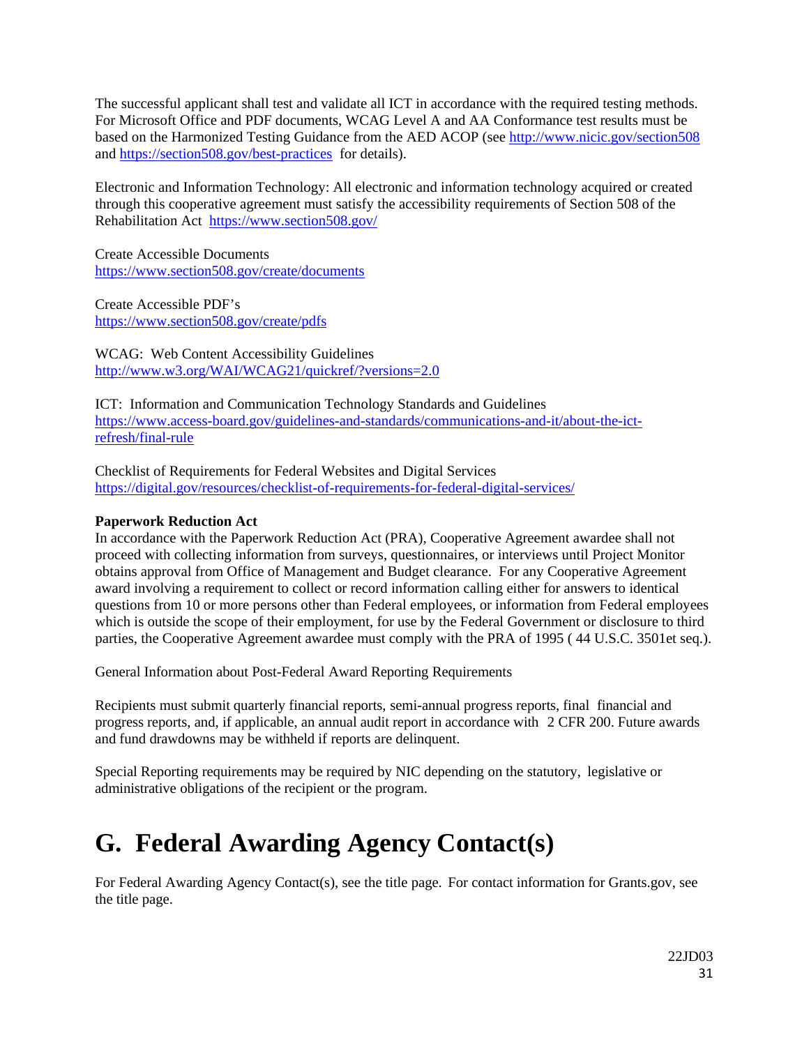The successful applicant shall test and validate all ICT in accordance with the required testing methods. For Microsoft Office and PDF documents, WCAG Level A and AA Conformance test results must be based on the Harmonized Testing Guidance from the AED ACOP (see http://www.nicic.gov/section508 and https://section508.gov/best-practices for details).

Electronic and Information Technology: All electronic and information technology acquired or created through this cooperative agreement must satisfy the accessibility requirements of Section 508 of the Rehabilitation Act https://www.section508.gov/

Create Accessible Documents
https://www.section508.gov/create/documents

Create Accessible PDF's
https://www.section508.gov/create/pdfs

WCAG: Web Content Accessibility Guidelines
http://www.w3.org/WAI/WCAG21/quickref/?versions=2.0

ICT: Information and Communication Technology Standards and Guidelines
https://www.access-board.gov/guidelines-and-standards/communications-and-it/about-the-ict-refresh/final-rule

Checklist of Requirements for Federal Websites and Digital Services
https://digital.gov/resources/checklist-of-requirements-for-federal-digital-services/

**Paperwork Reduction Act**
In accordance with the Paperwork Reduction Act (PRA), Cooperative Agreement awardee shall not proceed with collecting information from surveys, questionnaires, or interviews until Project Monitor obtains approval from Office of Management and Budget clearance. For any Cooperative Agreement award involving a requirement to collect or record information calling either for answers to identical questions from 10 or more persons other than Federal employees, or information from Federal employees which is outside the scope of their employment, for use by the Federal Government or disclosure to third parties, the Cooperative Agreement awardee must comply with the PRA of 1995 ( 44 U.S.C. 3501et seq.).

General Information about Post-Federal Award Reporting Requirements

Recipients must submit quarterly financial reports, semi-annual progress reports, final financial and progress reports, and, if applicable, an annual audit report in accordance with 2 CFR 200. Future awards and fund drawdowns may be withheld if reports are delinquent.

Special Reporting requirements may be required by NIC depending on the statutory, legislative or administrative obligations of the recipient or the program.

# G. Federal Awarding Agency Contact(s)

For Federal Awarding Agency Contact(s), see the title page. For contact information for Grants.gov, see the title page.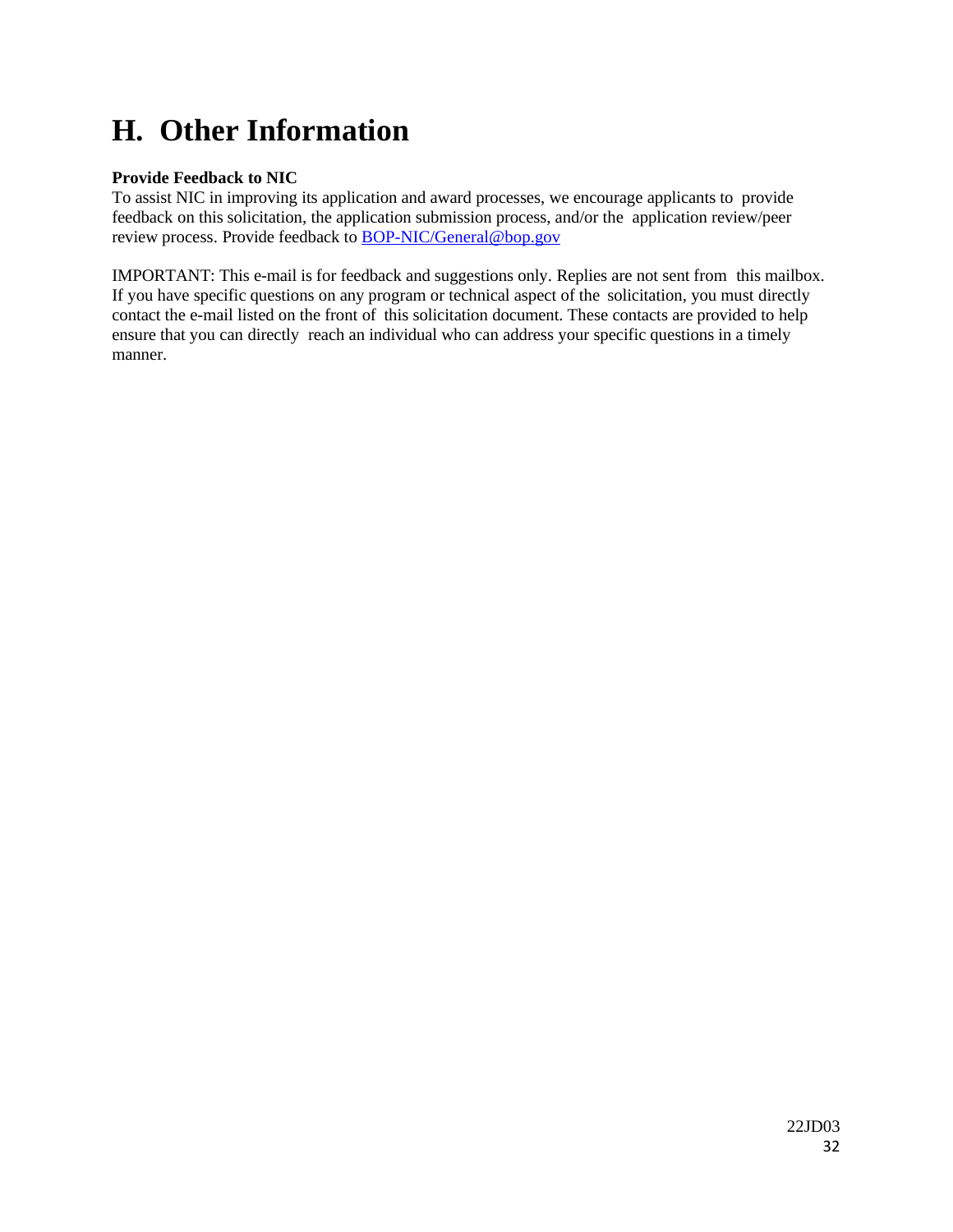# H. Other Information

**Provide Feedback to NIC**

To assist NIC in improving its application and award processes, we encourage applicants to provide feedback on this solicitation, the application submission process, and/or the application review/peer review process. Provide feedback to BOP-NIC/General@bop.gov

IMPORTANT: This e-mail is for feedback and suggestions only. Replies are not sent from this mailbox. If you have specific questions on any program or technical aspect of the solicitation, you must directly contact the e-mail listed on the front of this solicitation document. These contacts are provided to help ensure that you can directly reach an individual who can address your specific questions in a timely manner.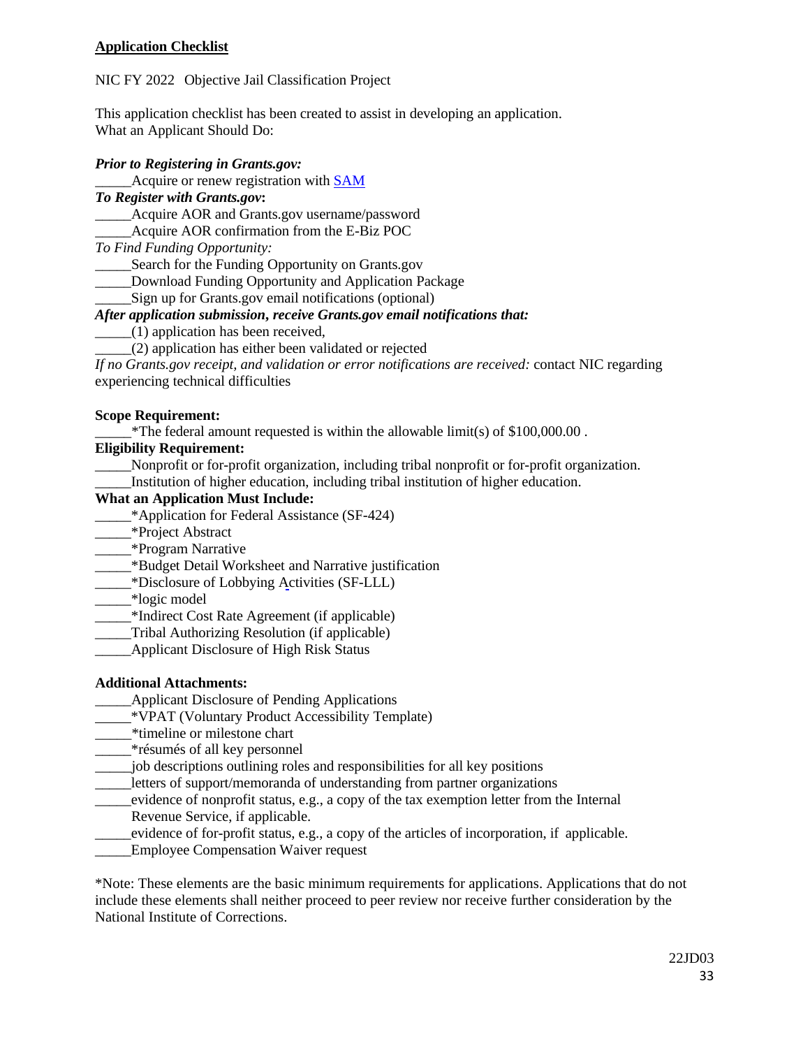**Application Checklist**

NIC FY 2022 Objective Jail Classification Project

This application checklist has been created to assist in developing an application.
What an Applicant Should Do:

***Prior to Registering in Grants.gov:***

_____Acquire or renew registration with SAM

***To Register with Grants.gov*:**

_____Acquire AOR and Grants.gov username/password

_____Acquire AOR confirmation from the E-Biz POC

*To Find Funding Opportunity:*

_____Search for the Funding Opportunity on Grants.gov

_____Download Funding Opportunity and Application Package

_____Sign up for Grants.gov email notifications (optional)

***After application submission, receive Grants.gov email notifications that:***

_____(1) application has been received,

_____(2) application has either been validated or rejected

*If no Grants.gov receipt, and validation or error notifications are received:* contact NIC regarding experiencing technical difficulties

**Scope Requirement:**

_____*The federal amount requested is within the allowable limit(s) of $100,000.00 .

**Eligibility Requirement:**

_____Nonprofit or for-profit organization, including tribal nonprofit or for-profit organization.

_____Institution of higher education, including tribal institution of higher education.

**What an Application Must Include:**

_____*Application for Federal Assistance (SF-424)

_____*Project Abstract

_____*Program Narrative

_____*Budget Detail Worksheet and Narrative justification

_____*Disclosure of Lobbying Activities (SF-LLL)

_____*logic model

_____*Indirect Cost Rate Agreement (if applicable)

_____Tribal Authorizing Resolution (if applicable)

_____Applicant Disclosure of High Risk Status

**Additional Attachments:**

_____Applicant Disclosure of Pending Applications

_____*VPAT (Voluntary Product Accessibility Template)

_____*timeline or milestone chart

_____*résumés of all key personnel

_____job descriptions outlining roles and responsibilities for all key positions

_____letters of support/memoranda of understanding from partner organizations

_____evidence of nonprofit status, e.g., a copy of the tax exemption letter from the Internal Revenue Service, if applicable.

_____evidence of for-profit status, e.g., a copy of the articles of incorporation, if applicable.

_____Employee Compensation Waiver request

*Note: These elements are the basic minimum requirements for applications. Applications that do not include these elements shall neither proceed to peer review nor receive further consideration by the National Institute of Corrections.

22JD03